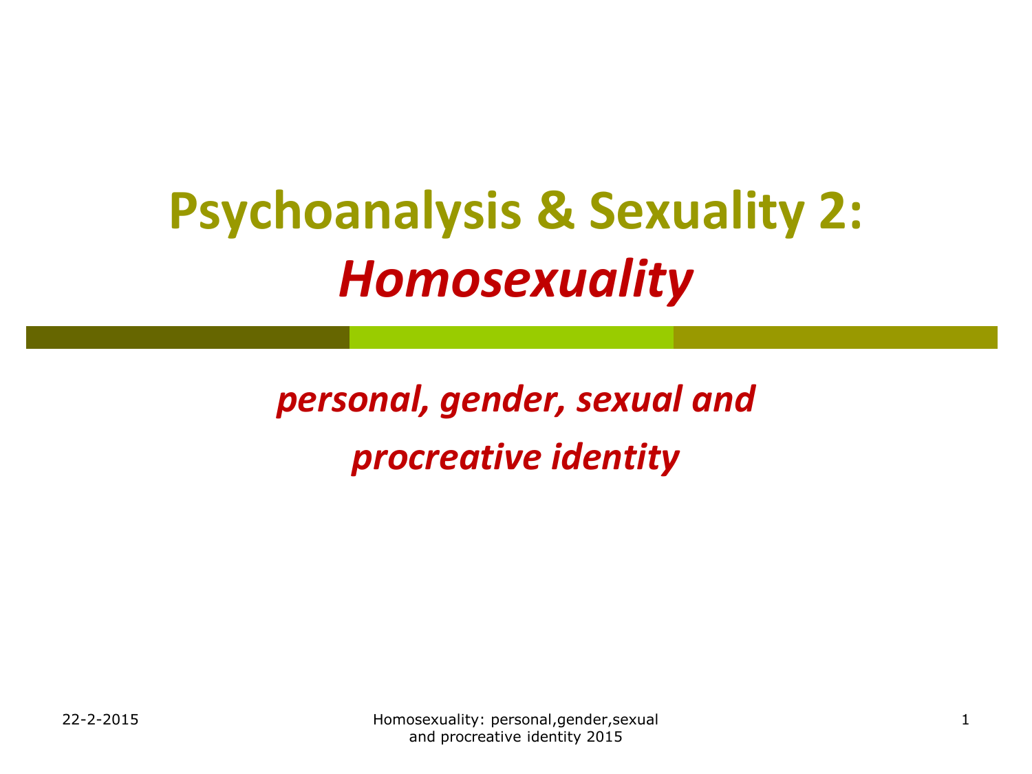# Psychoanalysis & Sexuality 2: *Homosexuality*

***personal, gender, sexual and procreative identity***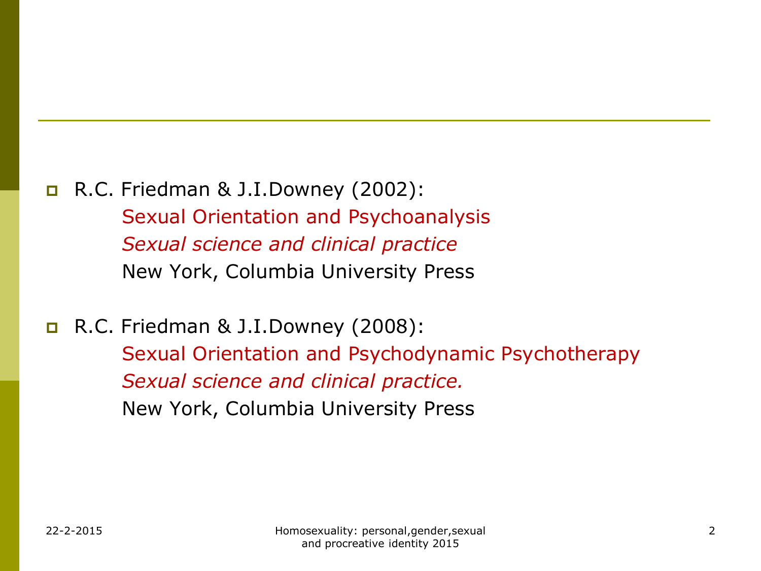- R.C. Friedman & J.I.Downey (2002):
  Sexual Orientation and Psychoanalysis
  *Sexual science and clinical practice*
  New York, Columbia University Press

- R.C. Friedman & J.I.Downey (2008):
  Sexual Orientation and Psychodynamic Psychotherapy
  *Sexual science and clinical practice.*
  New York, Columbia University Press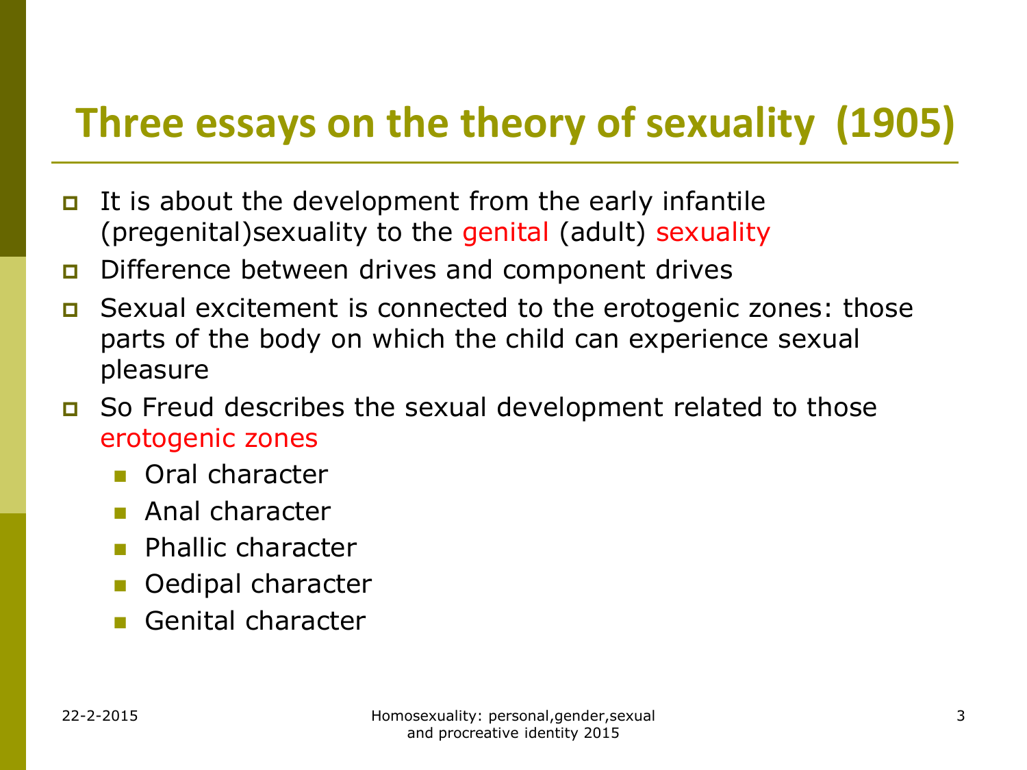# Three essays on the theory of sexuality (1905)

- It is about the development from the early infantile (pregenital)sexuality to the genital (adult) sexuality
- Difference between drives and component drives
- Sexual excitement is connected to the erotogenic zones: those parts of the body on which the child can experience sexual pleasure
- So Freud describes the sexual development related to those erotogenic zones
  - Oral character
  - Anal character
  - Phallic character
  - Oedipal character
  - Genital character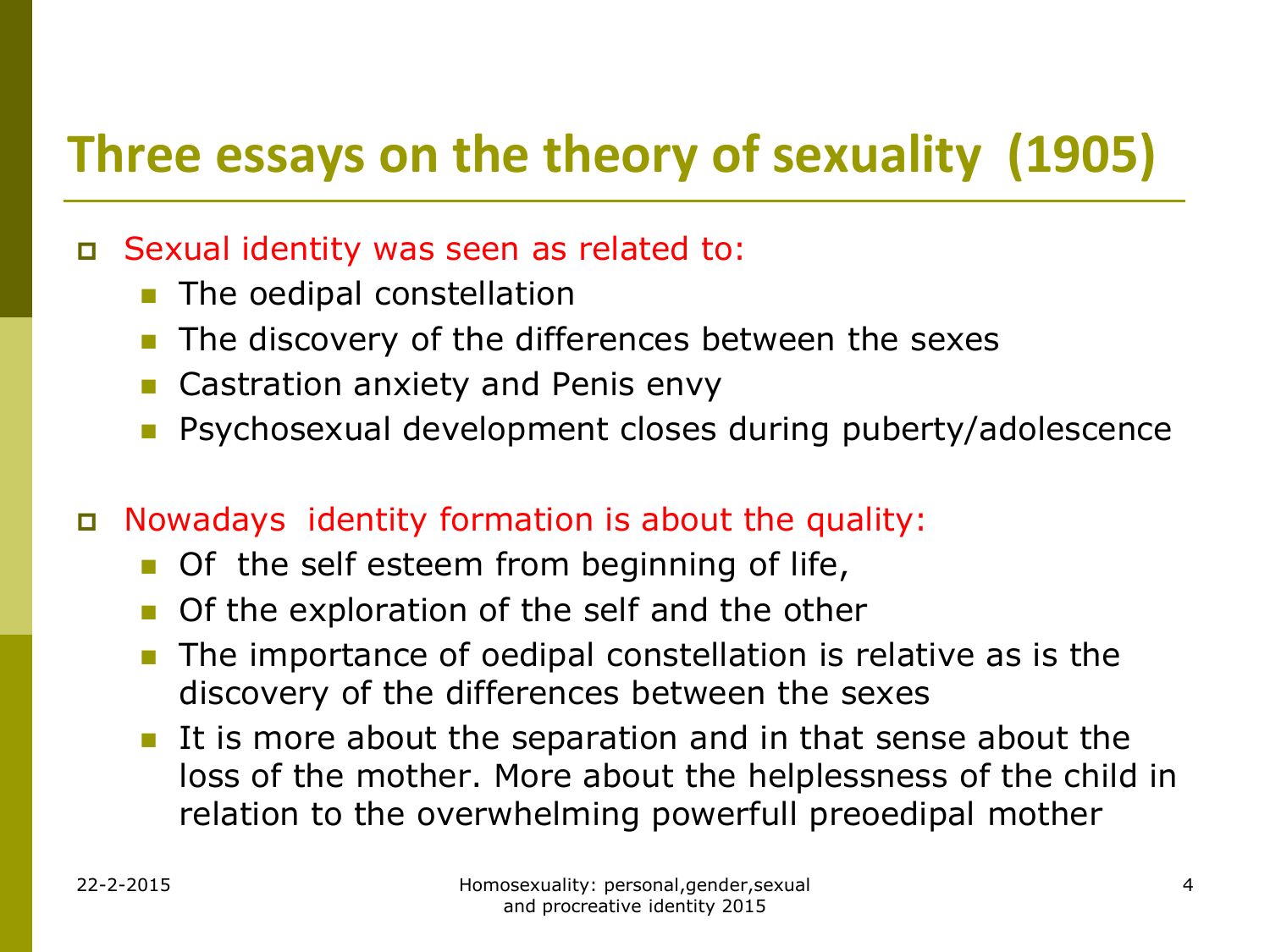# Three essays on the theory of sexuality (1905)

- Sexual identity was seen as related to:
  - The oedipal constellation
  - The discovery of the differences between the sexes
  - Castration anxiety and Penis envy
  - Psychosexual development closes during puberty/adolescence

- Nowadays identity formation is about the quality:
  - Of the self esteem from beginning of life,
  - Of the exploration of the self and the other
  - The importance of oedipal constellation is relative as is the discovery of the differences between the sexes
  - It is more about the separation and in that sense about the loss of the mother. More about the helplessness of the child in relation to the overwhelming powerfull preoedipal mother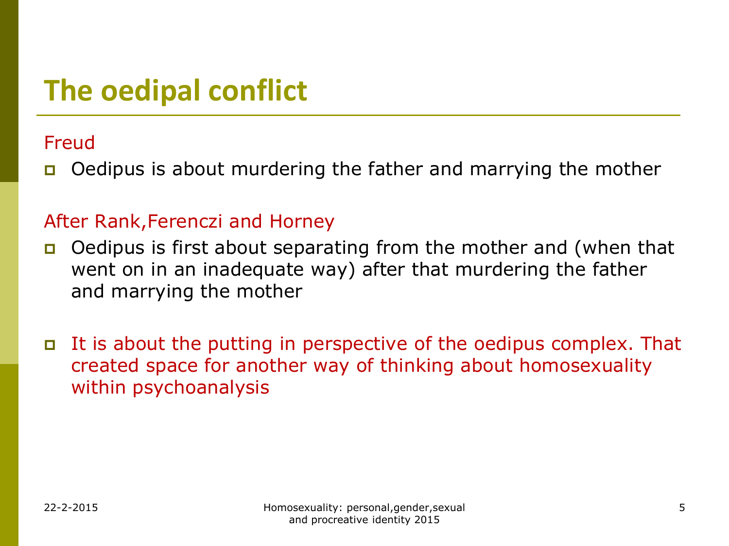# The oedipal conflict

Freud

- Oedipus is about murdering the father and marrying the mother

After Rank,Ferenczi and Horney

- Oedipus is first about separating from the mother and (when that went on in an inadequate way) after that murdering the father and marrying the mother

- It is about the putting in perspective of the oedipus complex. That created space for another way of thinking about homosexuality within psychoanalysis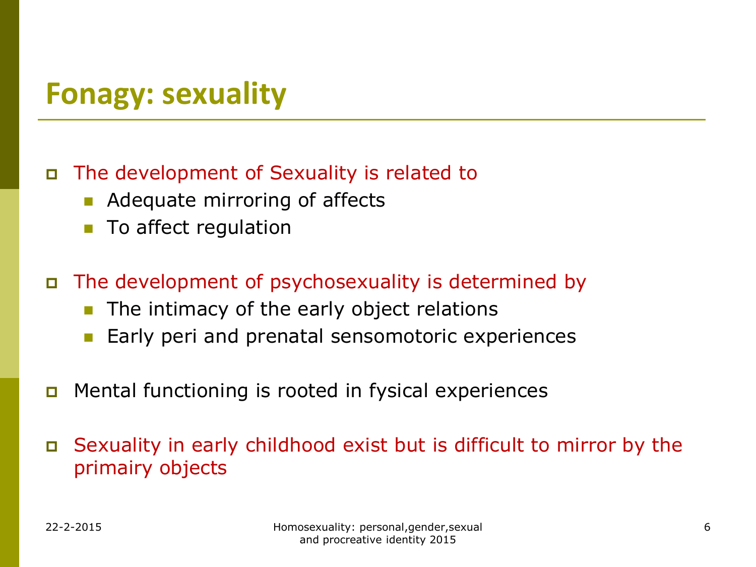# Fonagy: sexuality

- The development of Sexuality is related to
  - Adequate mirroring of affects
  - To affect regulation
- The development of psychosexuality is determined by
  - The intimacy of the early object relations
  - Early peri and prenatal sensomotoric experiences
- Mental functioning is rooted in fysical experiences
- Sexuality in early childhood exist but is difficult to mirror by the primairy objects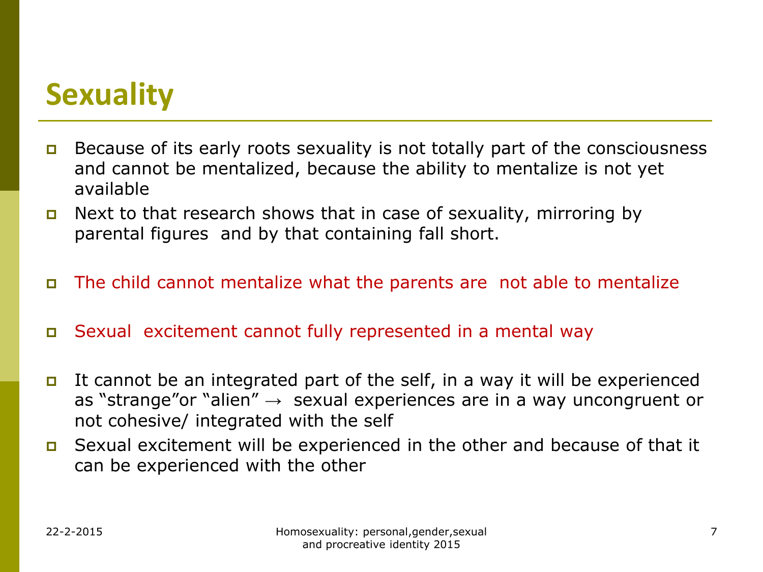# Sexuality

- Because of its early roots sexuality is not totally part of the consciousness and cannot be mentalized, because the ability to mentalize is not yet available
- Next to that research shows that in case of sexuality, mirroring by parental figures and by that containing fall short.
- The child cannot mentalize what the parents are not able to mentalize
- Sexual excitement cannot fully represented in a mental way
- It cannot be an integrated part of the self, in a way it will be experienced as "strange"or "alien" → sexual experiences are in a way uncongruent or not cohesive/ integrated with the self
- Sexual excitement will be experienced in the other and because of that it can be experienced with the other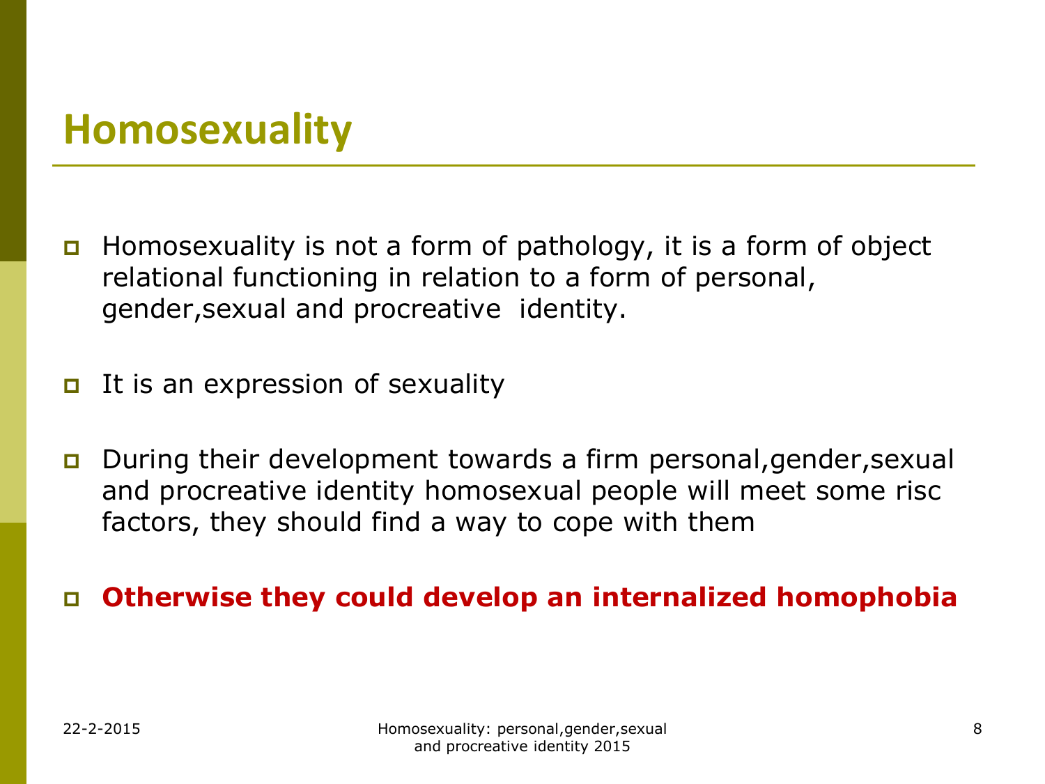# Homosexuality

- Homosexuality is not a form of pathology, it is a form of object relational functioning in relation to a form of personal, gender,sexual and procreative identity.
- It is an expression of sexuality
- During their development towards a firm personal,gender,sexual and procreative identity homosexual people will meet some risc factors, they should find a way to cope with them
- **Otherwise they could develop an internalized homophobia**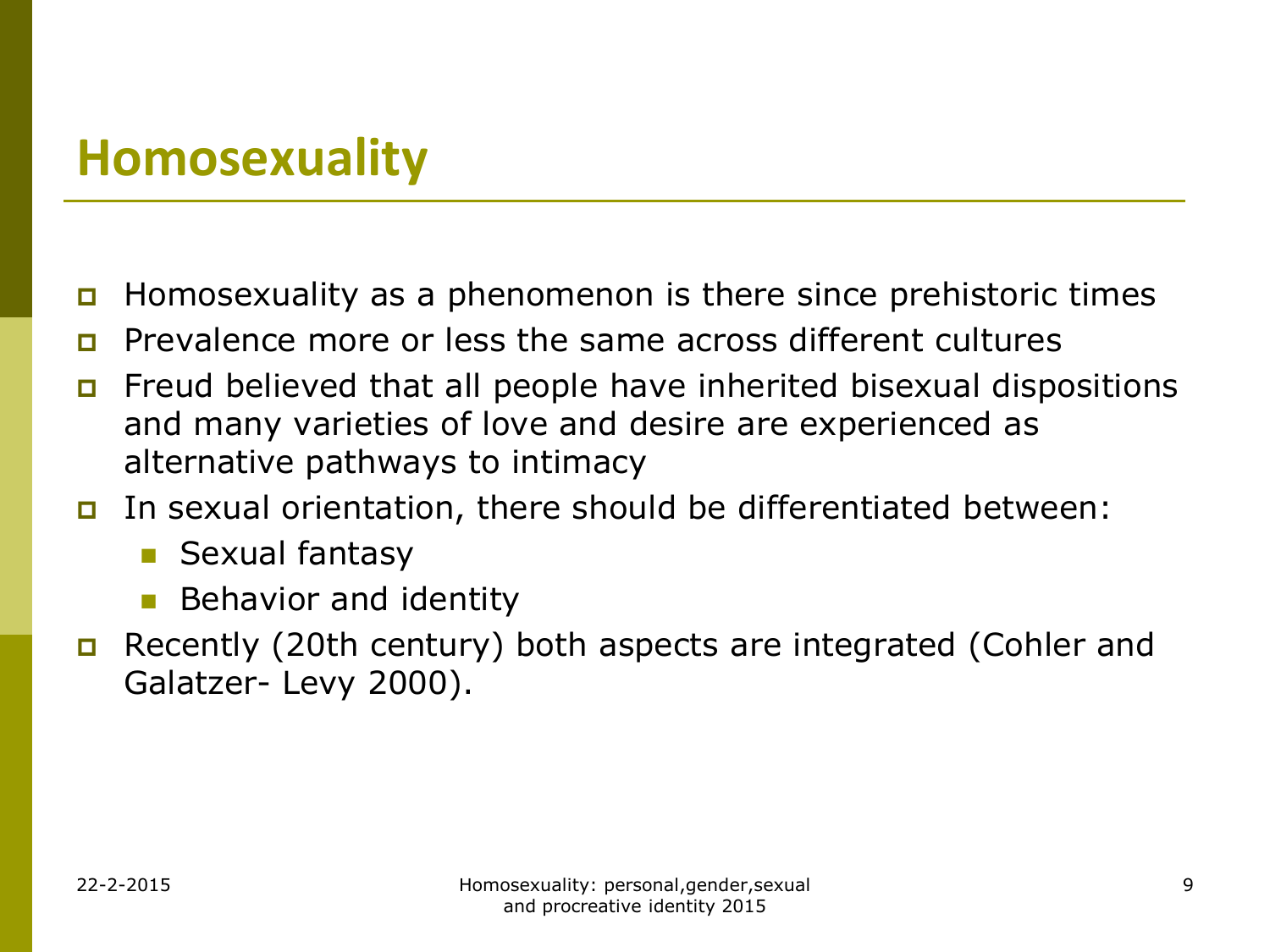# Homosexuality

- Homosexuality as a phenomenon is there since prehistoric times
- Prevalence more or less the same across different cultures
- Freud believed that all people have inherited bisexual dispositions and many varieties of love and desire are experienced as alternative pathways to intimacy
- In sexual orientation, there should be differentiated between:
  - Sexual fantasy
  - Behavior and identity
- Recently (20th century) both aspects are integrated (Cohler and Galatzer- Levy 2000).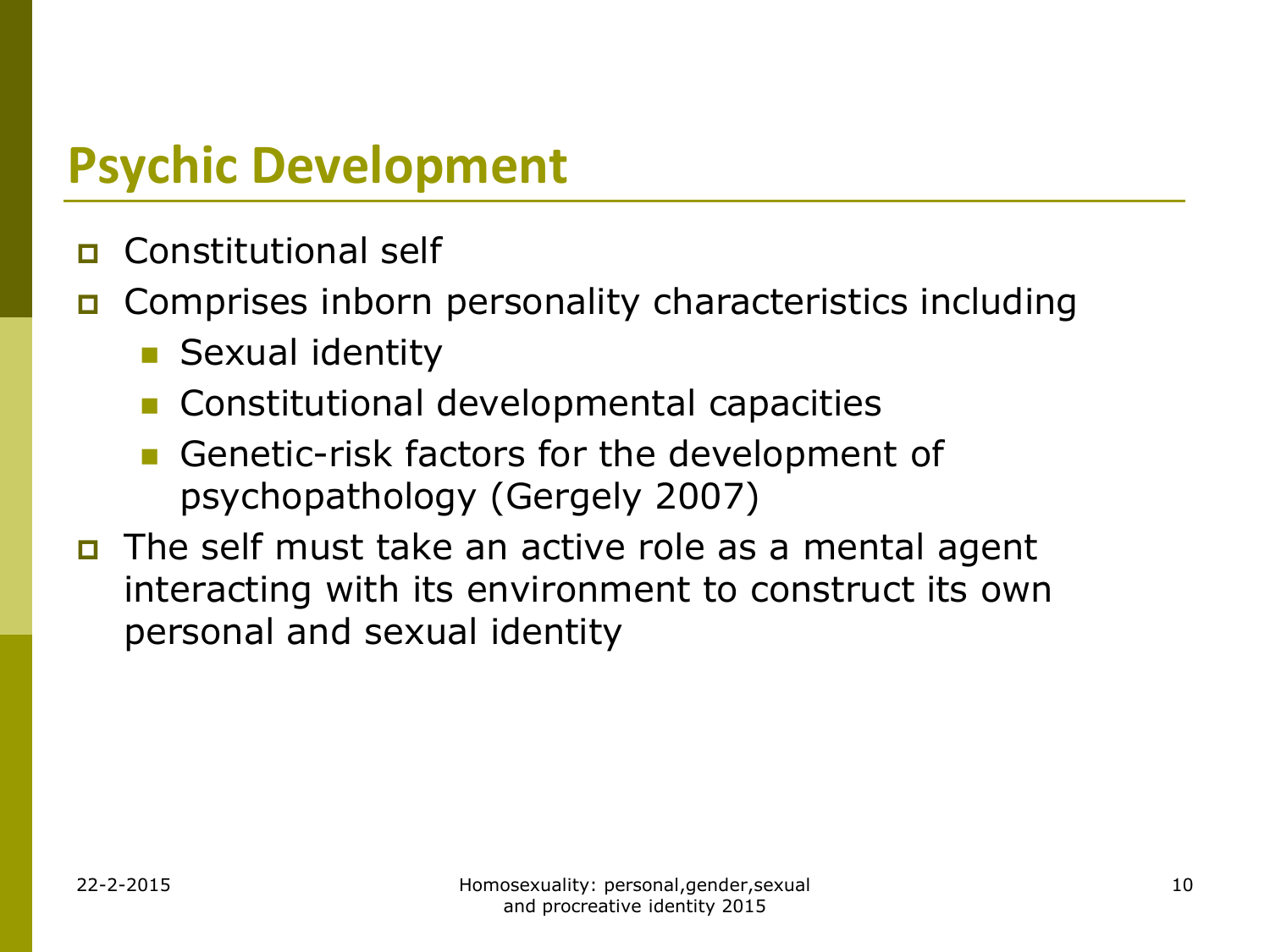# Psychic Development

- Constitutional self
- Comprises inborn personality characteristics including
  - Sexual identity
  - Constitutional developmental capacities
  - Genetic-risk factors for the development of psychopathology (Gergely 2007)
- The self must take an active role as a mental agent interacting with its environment to construct its own personal and sexual identity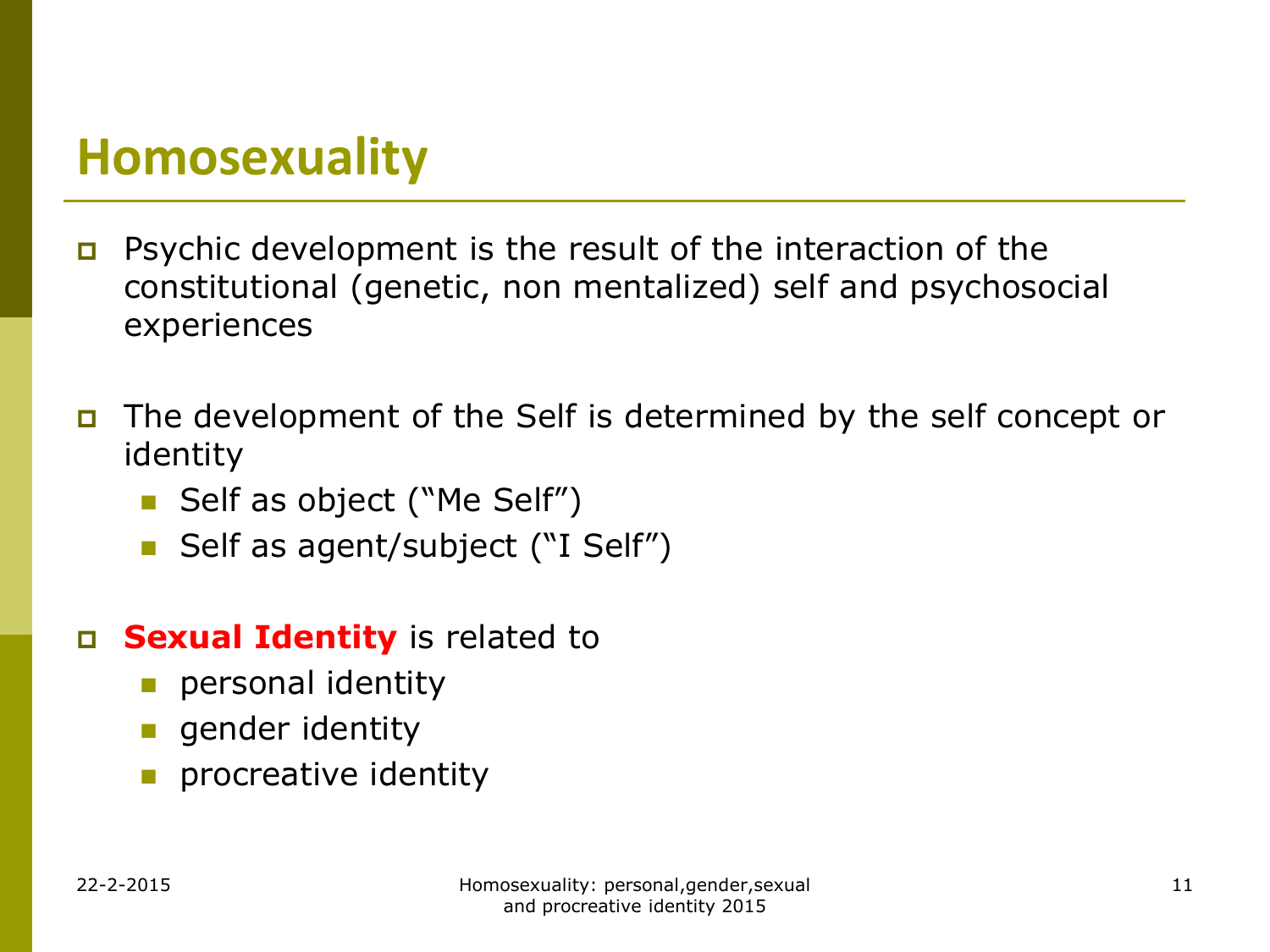# Homosexuality

- Psychic development is the result of the interaction of the constitutional (genetic, non mentalized) self and psychosocial experiences

- The development of the Self is determined by the self concept or identity
  - Self as object ("Me Self")
  - Self as agent/subject ("I Self")

- **Sexual Identity** is related to
  - personal identity
  - gender identity
  - procreative identity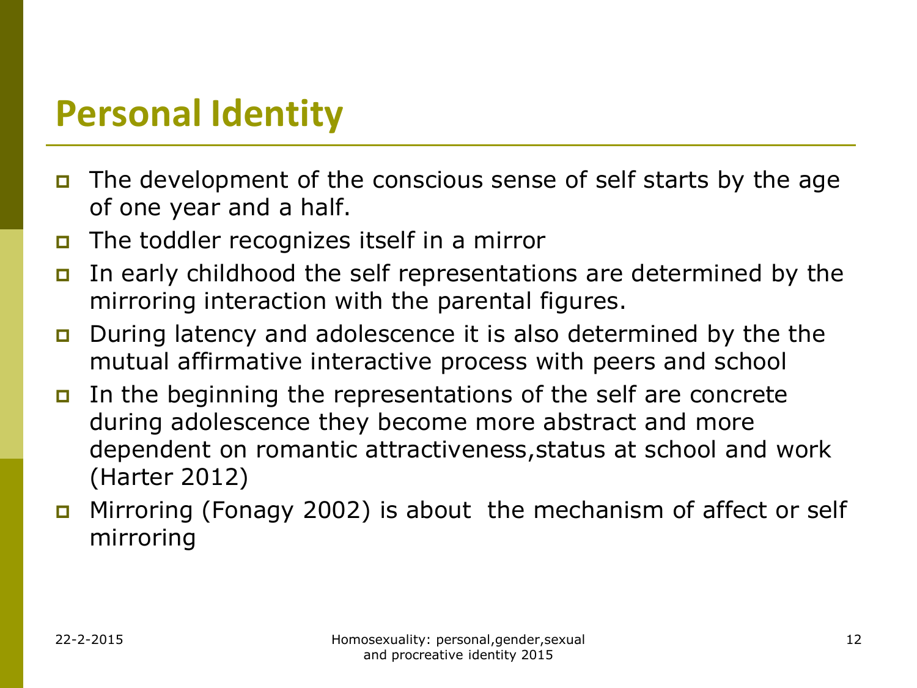# Personal Identity

- The development of the conscious sense of self starts by the age of one year and a half.
- The toddler recognizes itself in a mirror
- In early childhood the self representations are determined by the mirroring interaction with the parental figures.
- During latency and adolescence it is also determined by the the mutual affirmative interactive process with peers and school
- In the beginning the representations of the self are concrete during adolescence they become more abstract and more dependent on romantic attractiveness,status at school and work (Harter 2012)
- Mirroring (Fonagy 2002) is about the mechanism of affect or self mirroring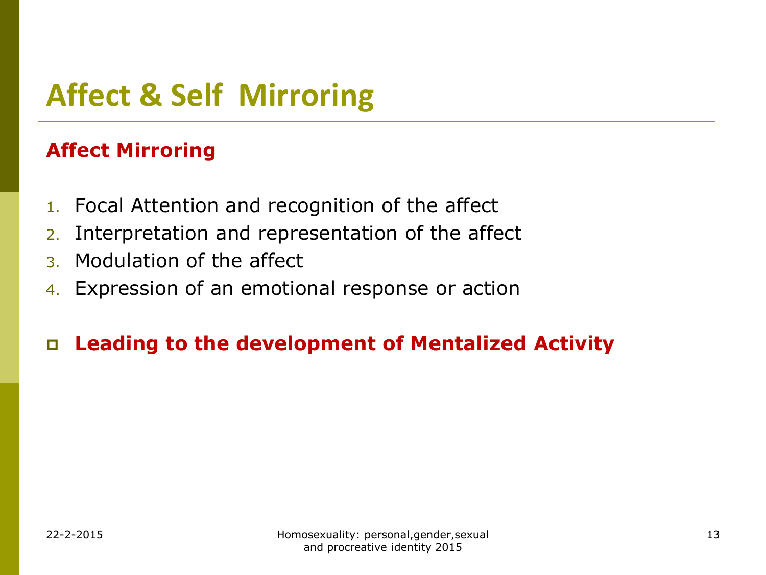# Affect & Self Mirroring

**Affect Mirroring**

1. Focal Attention and recognition of the affect
2. Interpretation and representation of the affect
3. Modulation of the affect
4. Expression of an emotional response or action

- **Leading to the development of Mentalized Activity**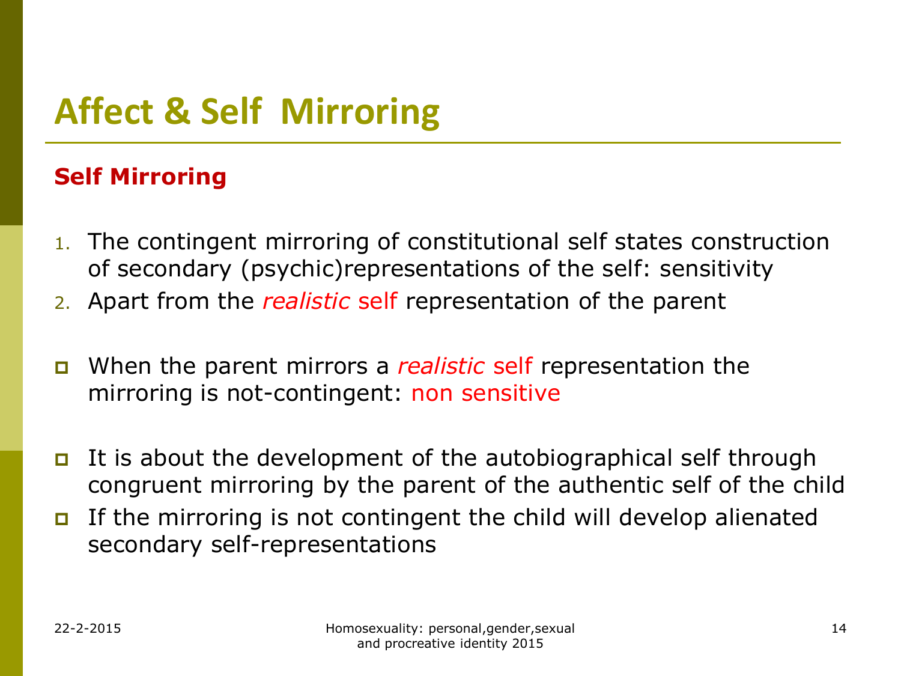# Affect & Self Mirroring

**Self Mirroring**

1. The contingent mirroring of constitutional self states construction of secondary (psychic)representations of the self: sensitivity
2. Apart from the *realistic* self representation of the parent

- When the parent mirrors a *realistic* self representation the mirroring is not-contingent: non sensitive

- It is about the development of the autobiographical self through congruent mirroring by the parent of the authentic self of the child
- If the mirroring is not contingent the child will develop alienated secondary self-representations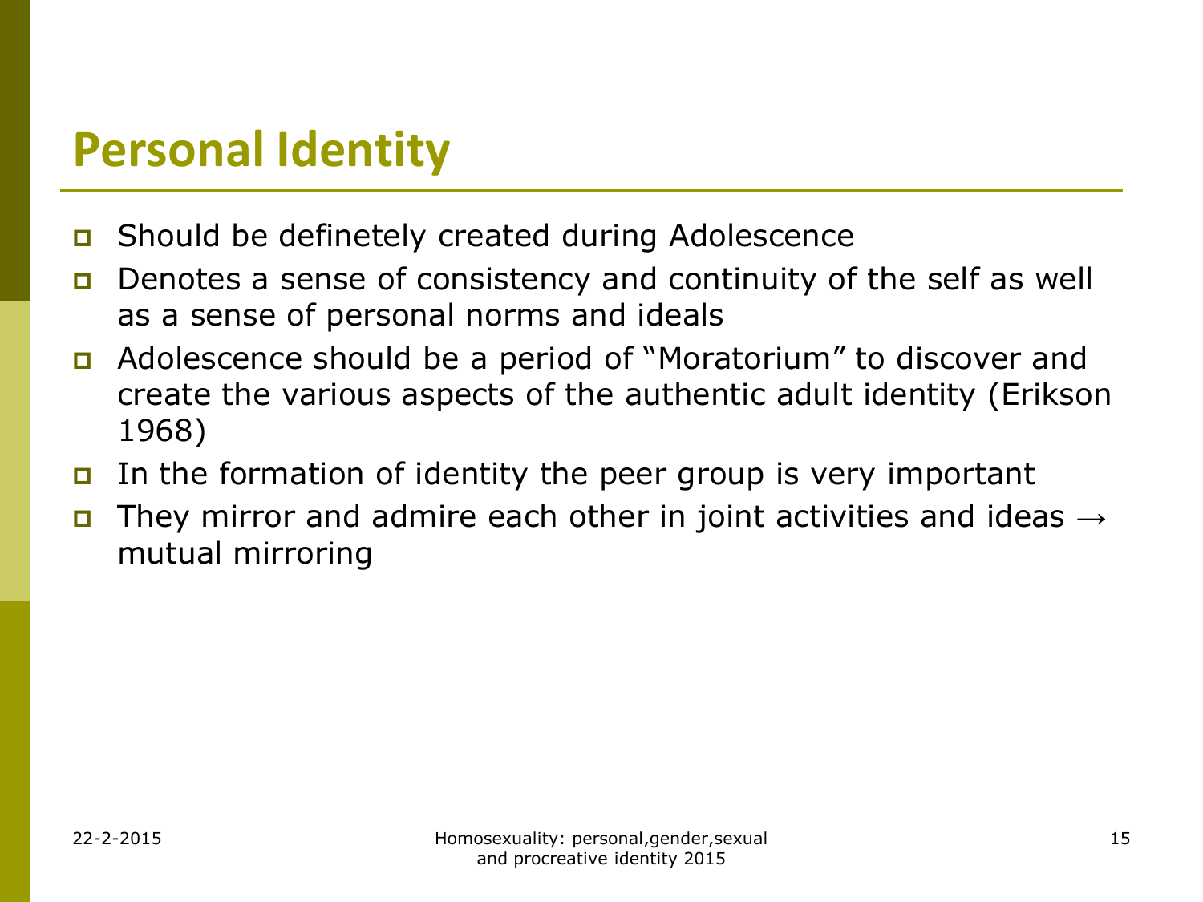# Personal Identity

- Should be definetely created during Adolescence
- Denotes a sense of consistency and continuity of the self as well as a sense of personal norms and ideals
- Adolescence should be a period of "Moratorium" to discover and create the various aspects of the authentic adult identity (Erikson 1968)
- In the formation of identity the peer group is very important
- They mirror and admire each other in joint activities and ideas → mutual mirroring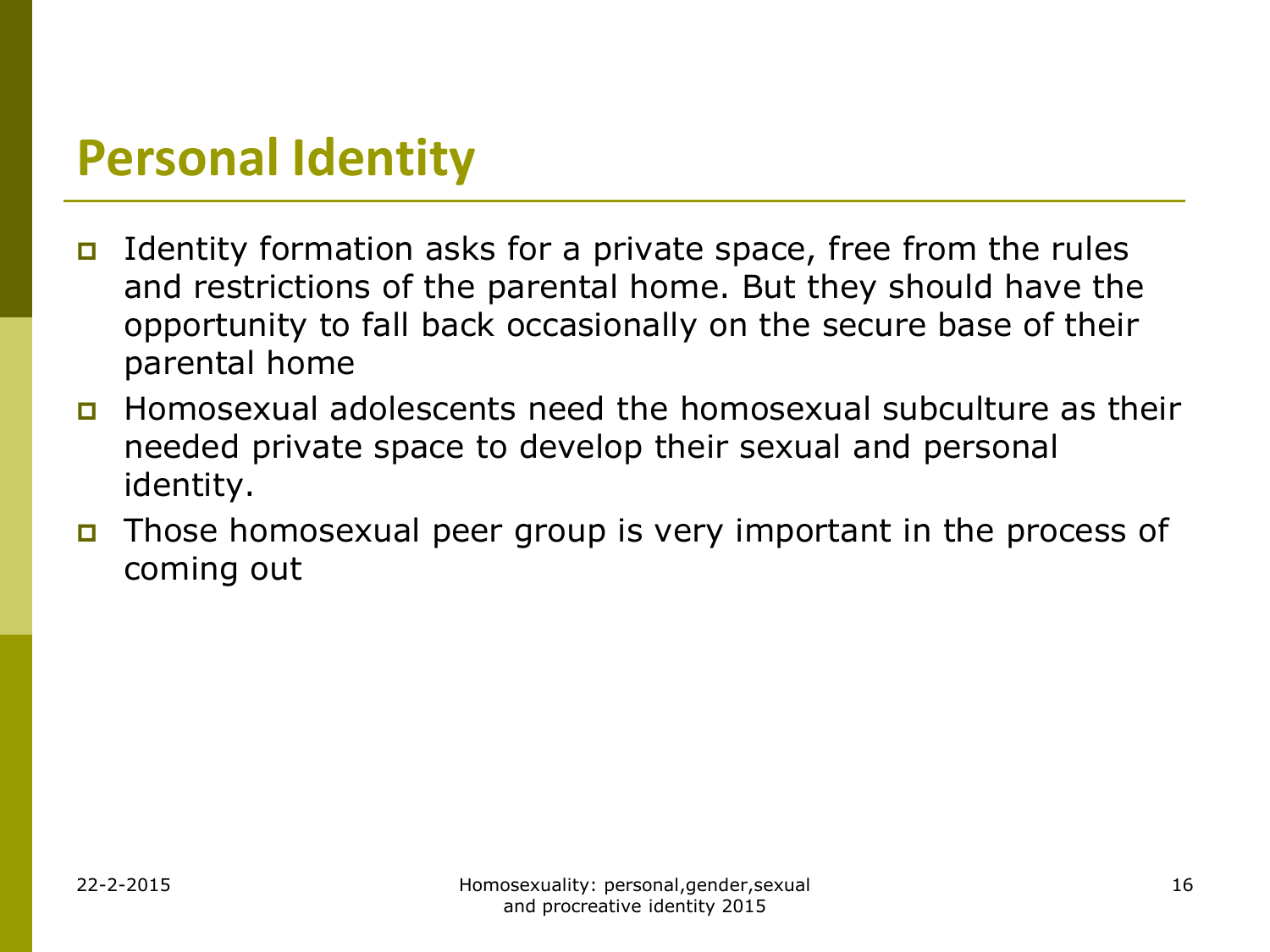# Personal Identity

- Identity formation asks for a private space, free from the rules and restrictions of the parental home. But they should have the opportunity to fall back occasionally on the secure base of their parental home
- Homosexual adolescents need the homosexual subculture as their needed private space to develop their sexual and personal identity.
- Those homosexual peer group is very important in the process of coming out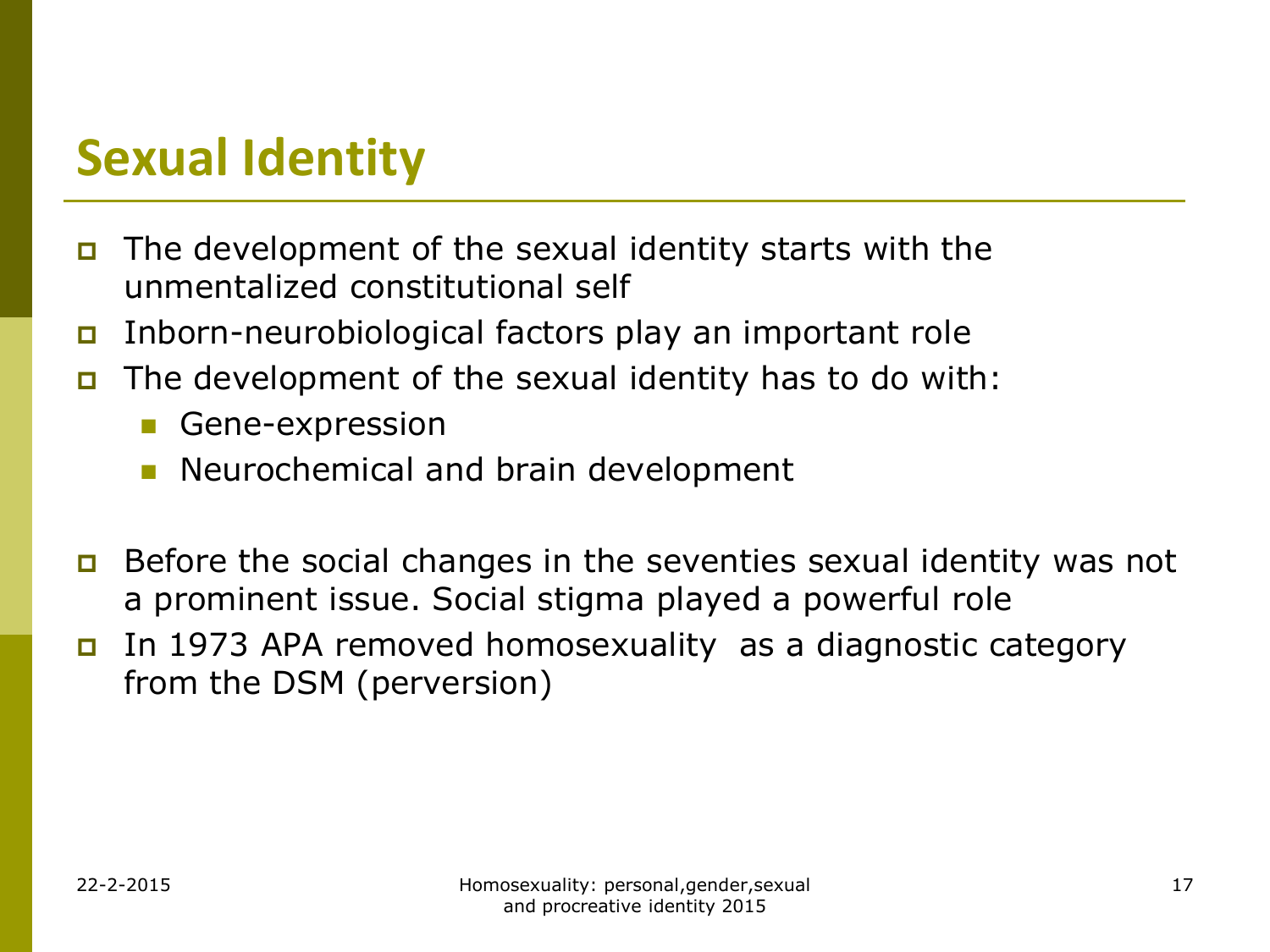# Sexual Identity

- The development of the sexual identity starts with the unmentalized constitutional self
- Inborn-neurobiological factors play an important role
- The development of the sexual identity has to do with:
  - Gene-expression
  - Neurochemical and brain development

- Before the social changes in the seventies sexual identity was not a prominent issue. Social stigma played a powerful role
- In 1973 APA removed homosexuality as a diagnostic category from the DSM (perversion)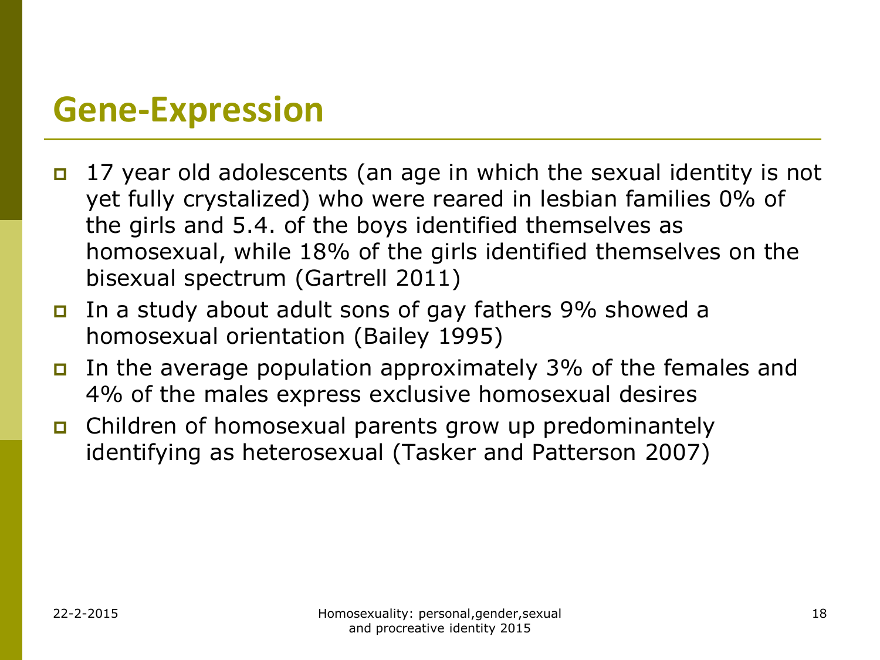## Gene-Expression

- 17 year old adolescents (an age in which the sexual identity is not yet fully crystalized) who were reared in lesbian families 0% of the girls and 5.4. of the boys identified themselves as homosexual, while 18% of the girls identified themselves on the bisexual spectrum (Gartrell 2011)
- In a study about adult sons of gay fathers 9% showed a homosexual orientation (Bailey 1995)
- In the average population approximately 3% of the females and 4% of the males express exclusive homosexual desires
- Children of homosexual parents grow up predominantely identifying as heterosexual (Tasker and Patterson 2007)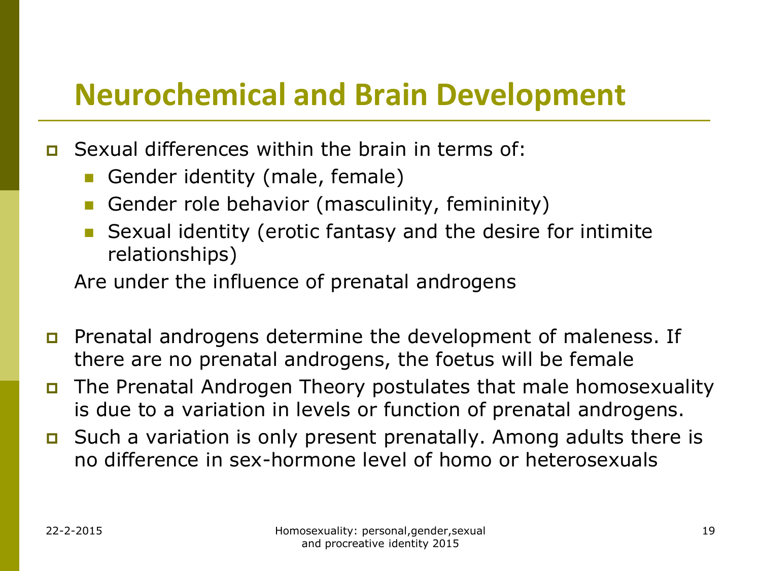# Neurochemical and Brain Development

- Sexual differences within the brain in terms of:
  - Gender identity (male, female)
  - Gender role behavior (masculinity, femininity)
  - Sexual identity (erotic fantasy and the desire for intimite relationships)

  Are under the influence of prenatal androgens

- Prenatal androgens determine the development of maleness. If there are no prenatal androgens, the foetus will be female
- The Prenatal Androgen Theory postulates that male homosexuality is due to a variation in levels or function of prenatal androgens.
- Such a variation is only present prenatally. Among adults there is no difference in sex-hormone level of homo or heterosexuals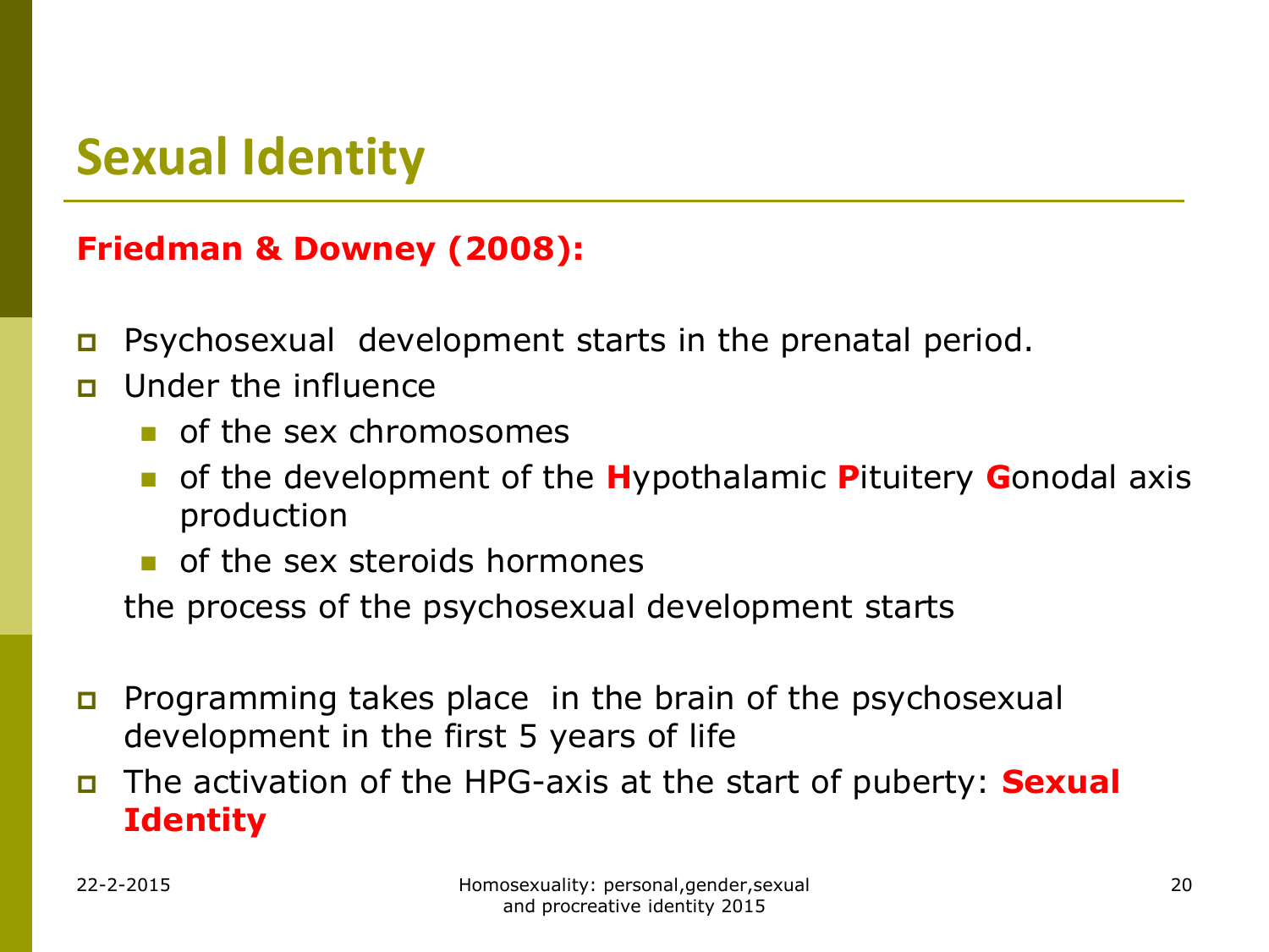# Sexual Identity

**Friedman & Downey (2008):**

- Psychosexual development starts in the prenatal period.
- Under the influence
  - of the sex chromosomes
  - of the development of the **H**ypothalamic **P**ituitery **G**onodal axis production
  - of the sex steroids hormones

  the process of the psychosexual development starts

- Programming takes place in the brain of the psychosexual development in the first 5 years of life
- The activation of the HPG-axis at the start of puberty: **Sexual Identity**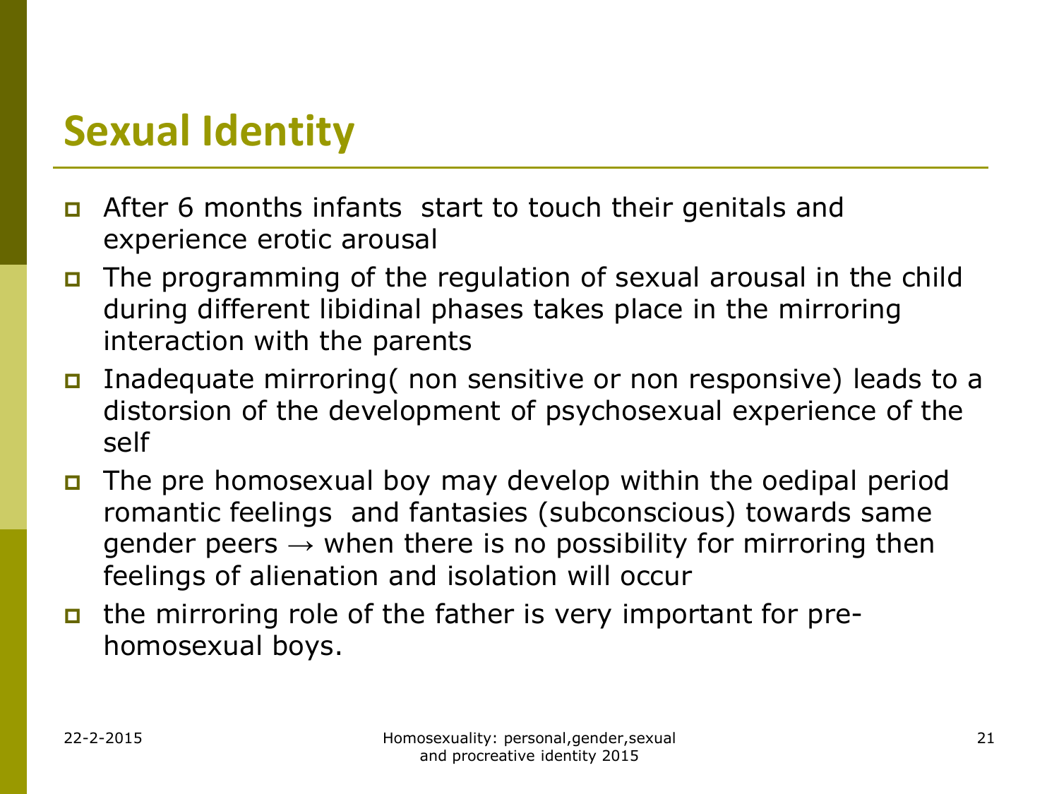# Sexual Identity

- After 6 months infants  start to touch their genitals and experience erotic arousal
- The programming of the regulation of sexual arousal in the child during different libidinal phases takes place in the mirroring interaction with the parents
- Inadequate mirroring( non sensitive or non responsive) leads to a distorsion of the development of psychosexual experience of the self
- The pre homosexual boy may develop within the oedipal period romantic feelings  and fantasies (subconscious) towards same gender peers → when there is no possibility for mirroring then feelings of alienation and isolation will occur
- the mirroring role of the father is very important for pre-homosexual boys.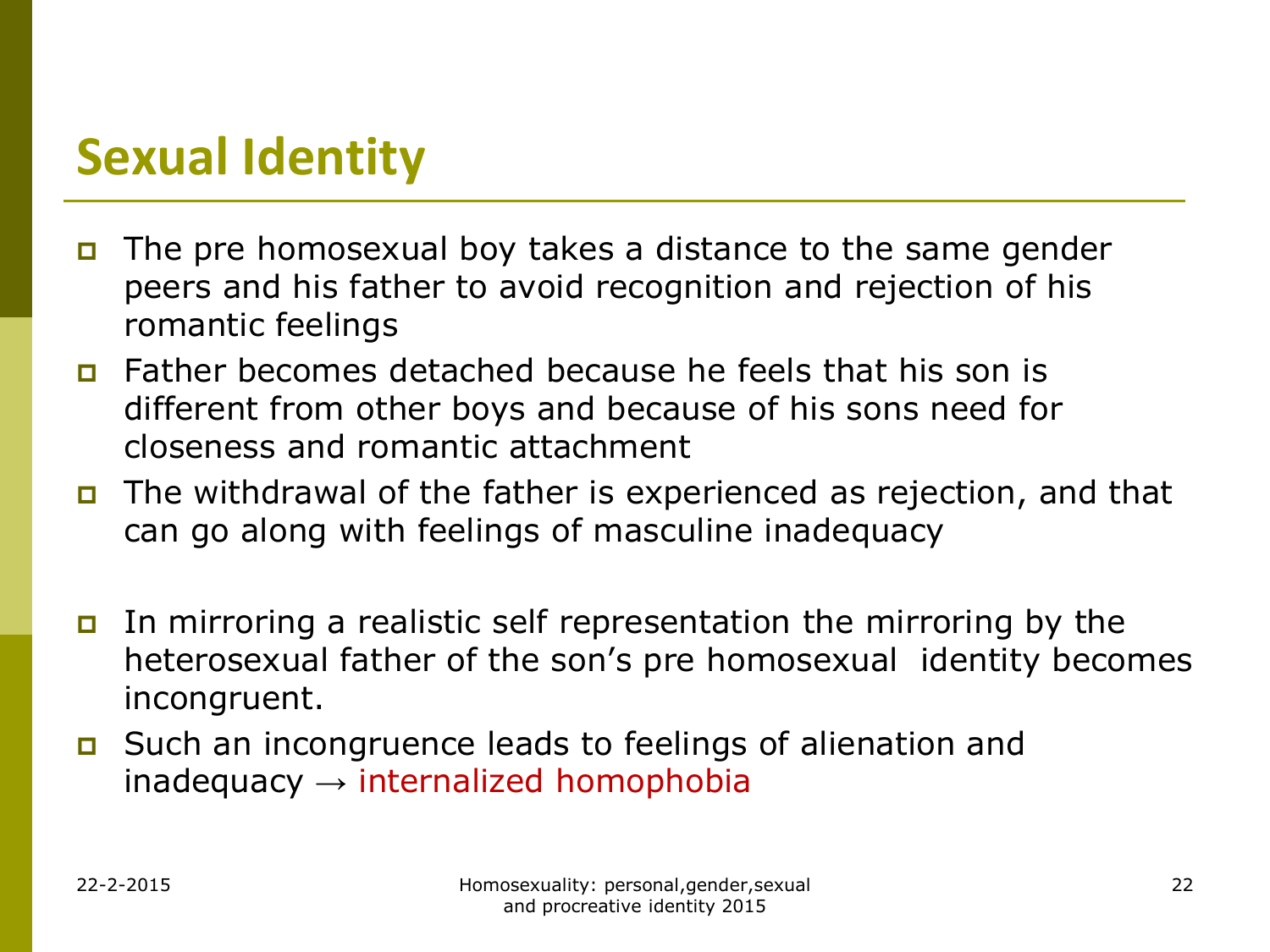# Sexual Identity

- The pre homosexual boy takes a distance to the same gender peers and his father to avoid recognition and rejection of his romantic feelings
- Father becomes detached because he feels that his son is different from other boys and because of his sons need for closeness and romantic attachment
- The withdrawal of the father is experienced as rejection, and that can go along with feelings of masculine inadequacy
- In mirroring a realistic self representation the mirroring by the heterosexual father of the son's pre homosexual identity becomes incongruent.
- Such an incongruence leads to feelings of alienation and inadequacy → internalized homophobia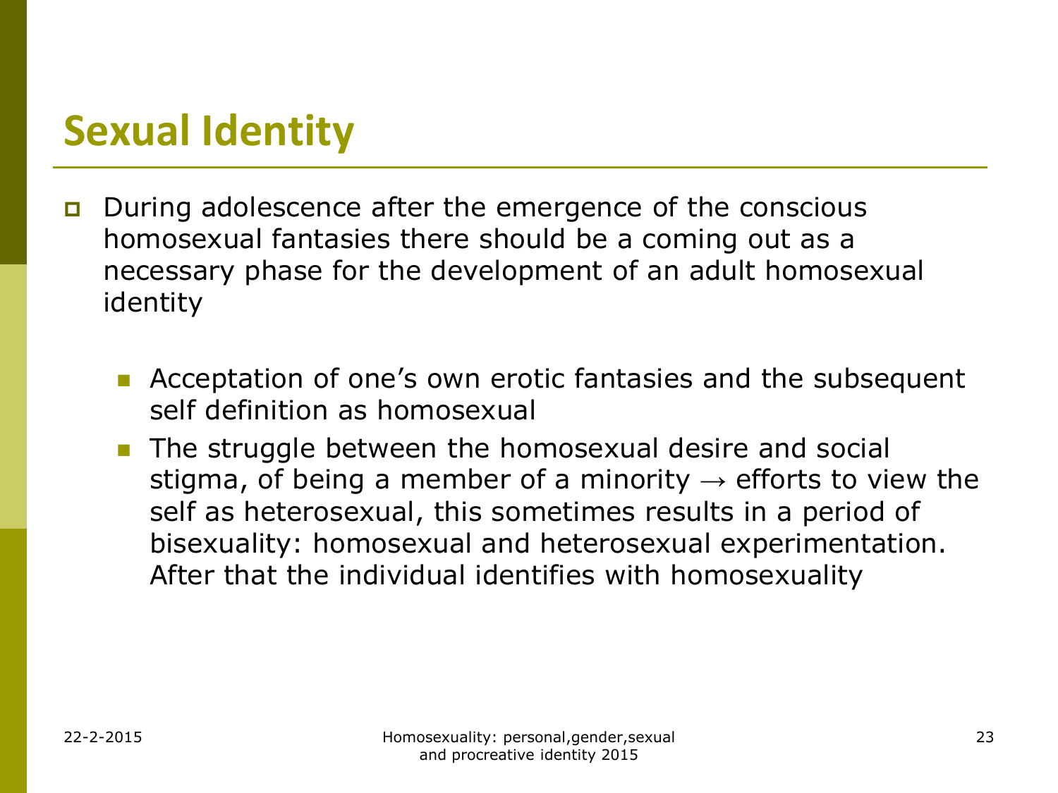## Sexual Identity

- During adolescence after the emergence of the conscious homosexual fantasies there should be a coming out as a necessary phase for the development of an adult homosexual identity
  - Acceptation of one's own erotic fantasies and the subsequent self definition as homosexual
  - The struggle between the homosexual desire and social stigma, of being a member of a minority → efforts to view the self as heterosexual, this sometimes results in a period of bisexuality: homosexual and heterosexual experimentation. After that the individual identifies with homosexuality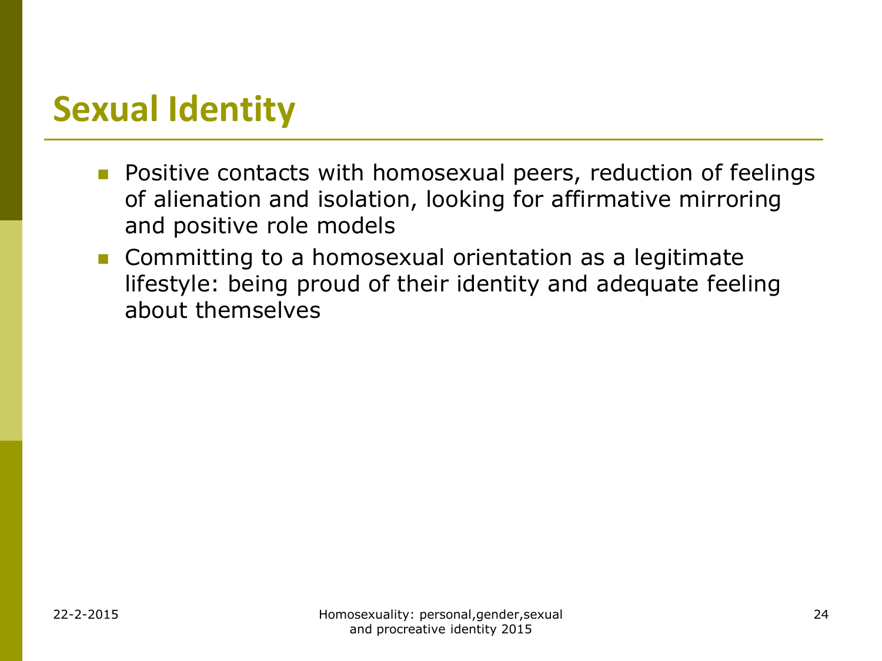## Sexual Identity

- Positive contacts with homosexual peers, reduction of feelings of alienation and isolation, looking for affirmative mirroring and positive role models
- Committing to a homosexual orientation as a legitimate lifestyle: being proud of their identity and adequate feeling about themselves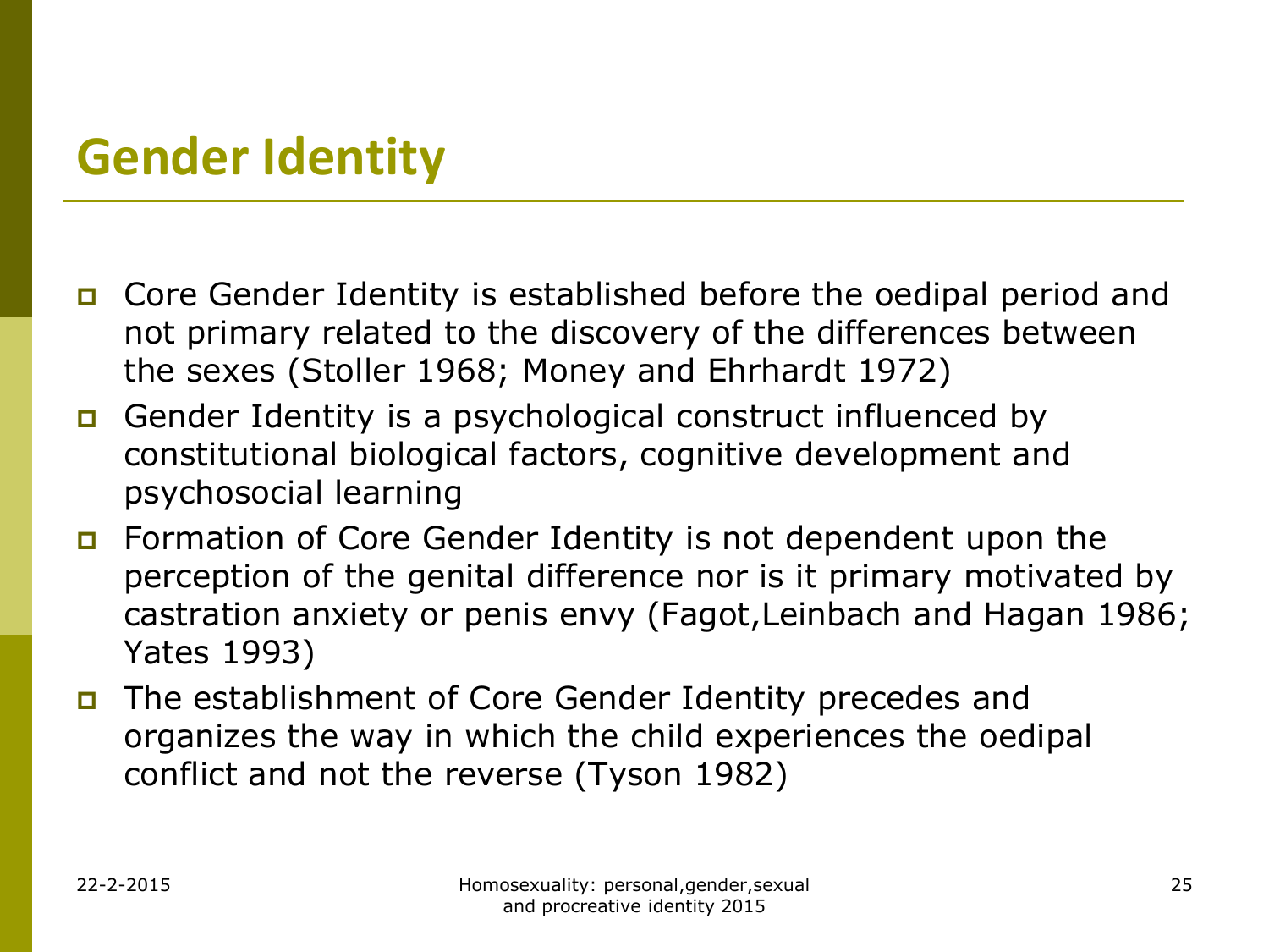# Gender Identity

- Core Gender Identity is established before the oedipal period and not primary related to the discovery of the differences between the sexes (Stoller 1968; Money and Ehrhardt 1972)
- Gender Identity is a psychological construct influenced by constitutional biological factors, cognitive development and psychosocial learning
- Formation of Core Gender Identity is not dependent upon the perception of the genital difference nor is it primary motivated by castration anxiety or penis envy (Fagot,Leinbach and Hagan 1986; Yates 1993)
- The establishment of Core Gender Identity precedes and organizes the way in which the child experiences the oedipal conflict and not the reverse (Tyson 1982)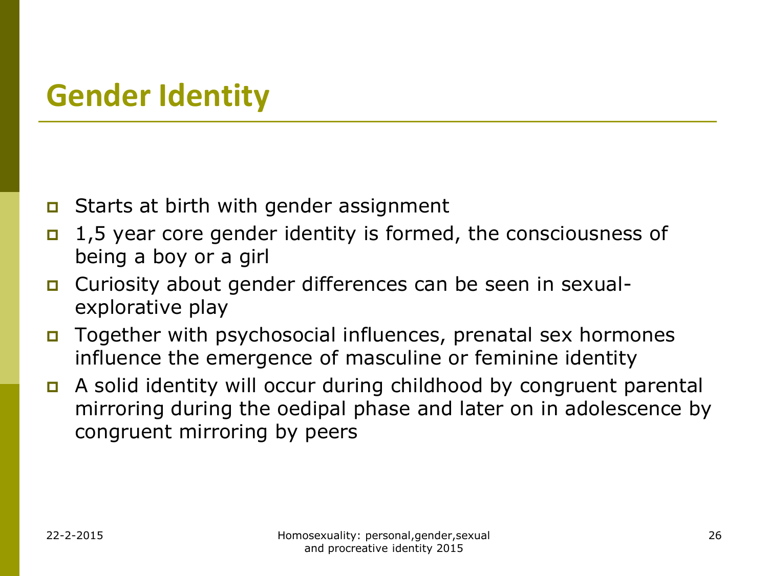# Gender Identity

- Starts at birth with gender assignment
- 1,5 year core gender identity is formed, the consciousness of being a boy or a girl
- Curiosity about gender differences can be seen in sexual-explorative play
- Together with psychosocial influences, prenatal sex hormones influence the emergence of masculine or feminine identity
- A solid identity will occur during childhood by congruent parental mirroring during the oedipal phase and later on in adolescence by congruent mirroring by peers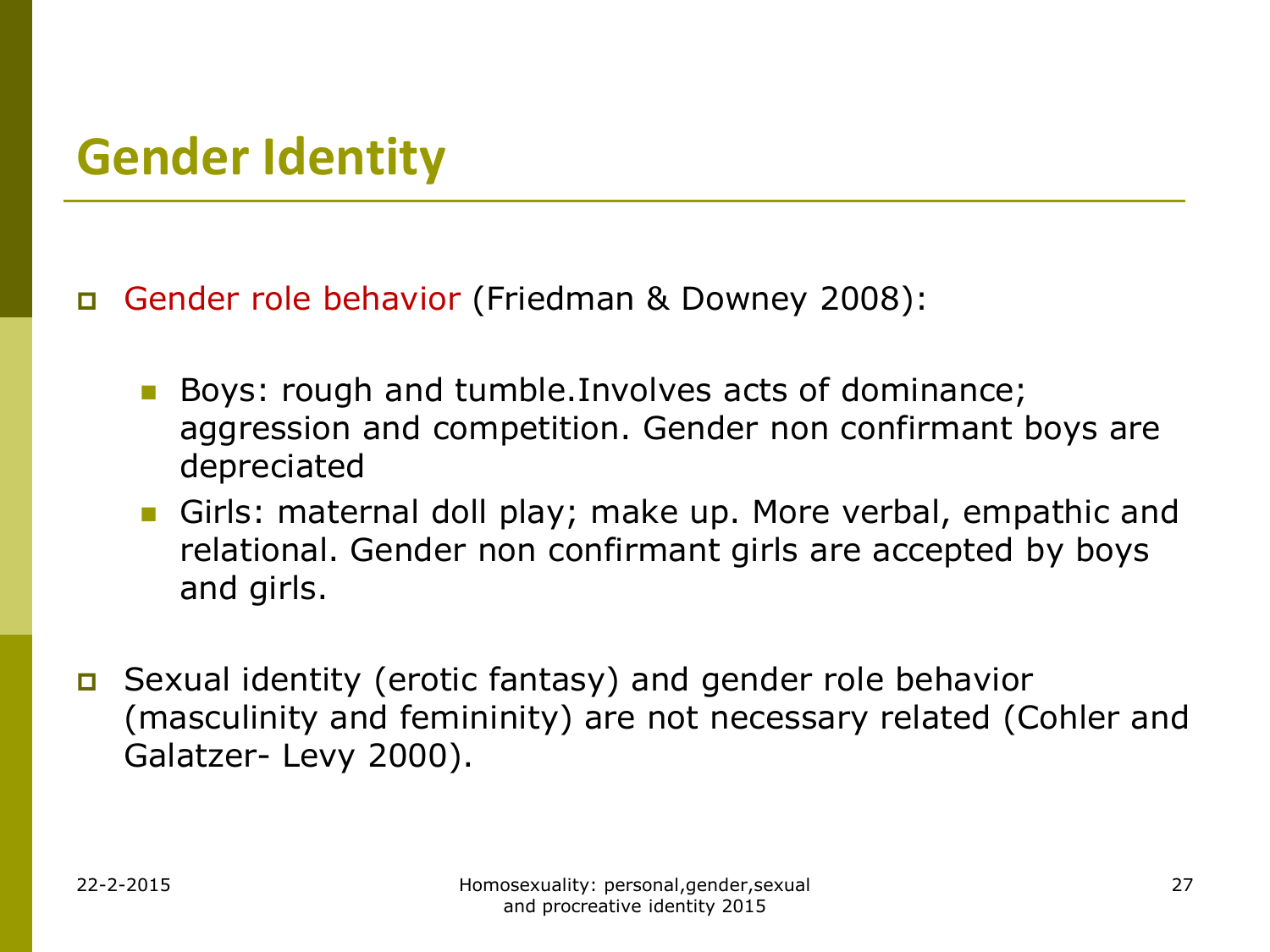# Gender Identity

- Gender role behavior (Friedman & Downey 2008):
  - Boys: rough and tumble.Involves acts of dominance; aggression and competition. Gender non confirmant boys are depreciated
  - Girls: maternal doll play; make up. More verbal, empathic and relational. Gender non confirmant girls are accepted by boys and girls.
- Sexual identity (erotic fantasy) and gender role behavior (masculinity and femininity) are not necessary related (Cohler and Galatzer- Levy 2000).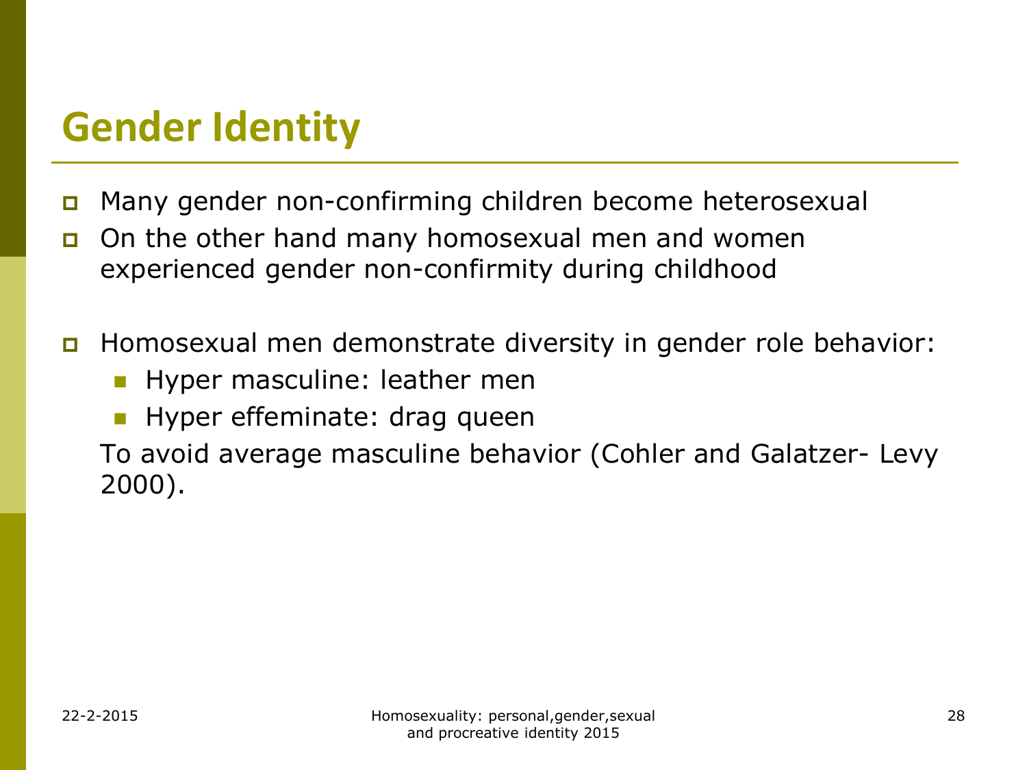# Gender Identity

- Many gender non-confirming children become heterosexual
- On the other hand many homosexual men and women experienced gender non-confirmity during childhood

- Homosexual men demonstrate diversity in gender role behavior:
  - Hyper masculine: leather men
  - Hyper effeminate: drag queen

  To avoid average masculine behavior (Cohler and Galatzer- Levy 2000).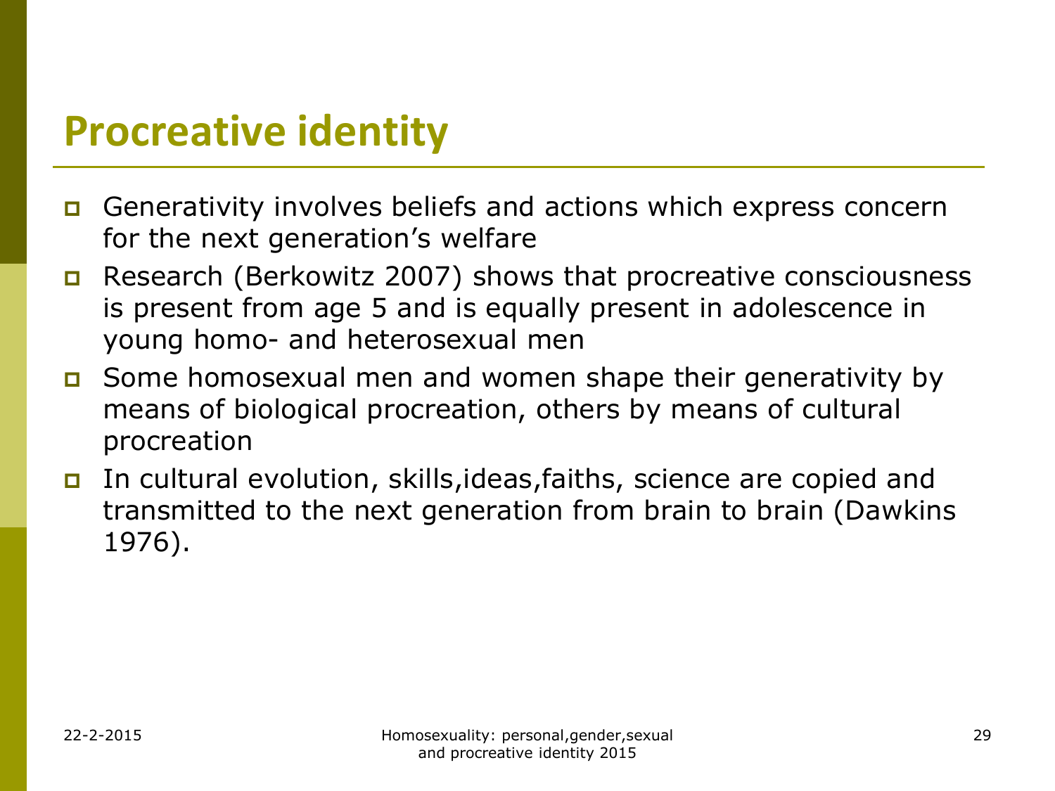# Procreative identity

- Generativity involves beliefs and actions which express concern for the next generation's welfare
- Research (Berkowitz 2007) shows that procreative consciousness is present from age 5 and is equally present in adolescence in young homo- and heterosexual men
- Some homosexual men and women shape their generativity by means of biological procreation, others by means of cultural procreation
- In cultural evolution, skills,ideas,faiths, science are copied and transmitted to the next generation from brain to brain (Dawkins 1976).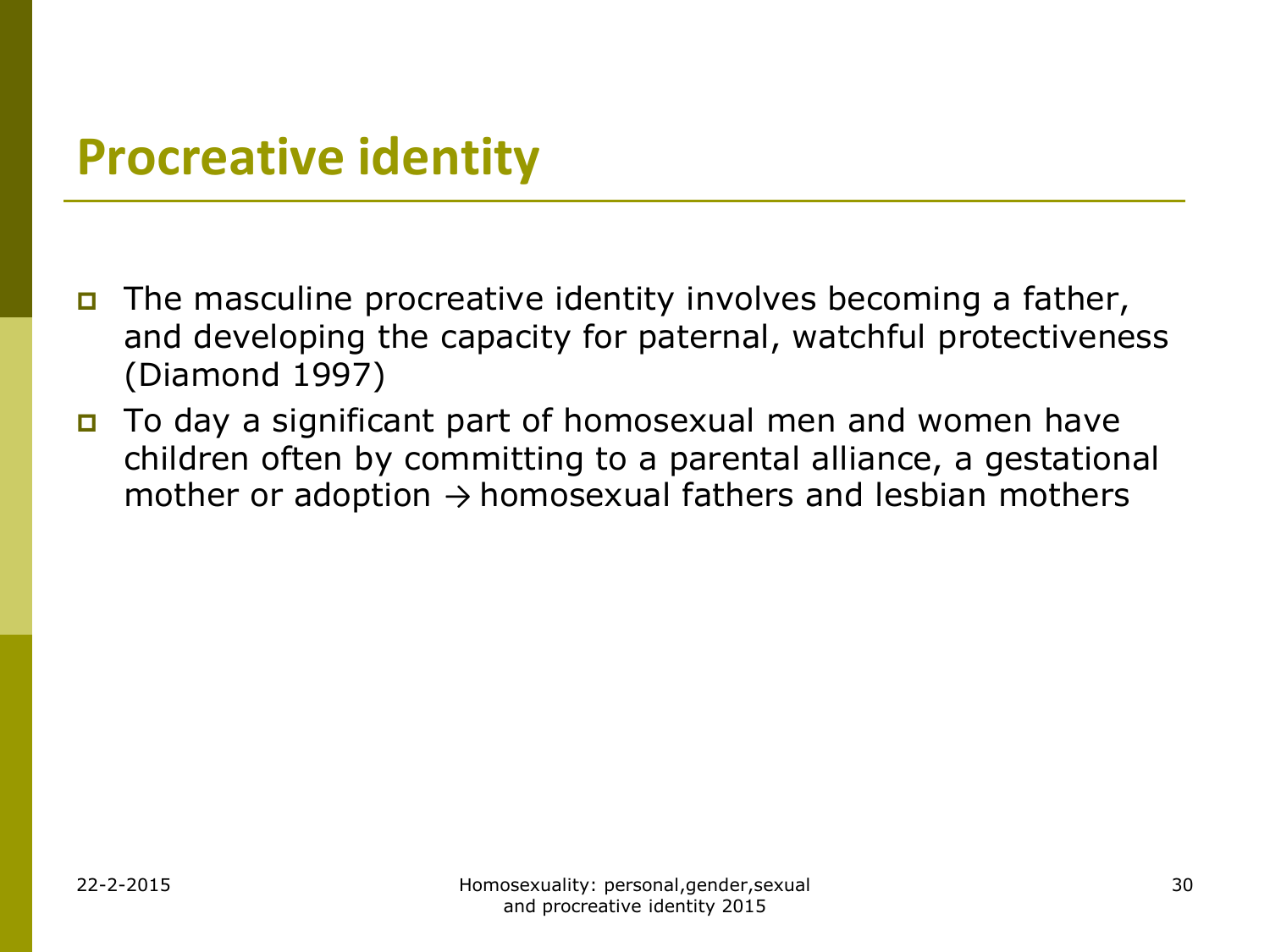# Procreative identity

- The masculine procreative identity involves becoming a father, and developing the capacity for paternal, watchful protectiveness (Diamond 1997)
- To day a significant part of homosexual men and women have children often by committing to a parental alliance, a gestational mother or adoption → homosexual fathers and lesbian mothers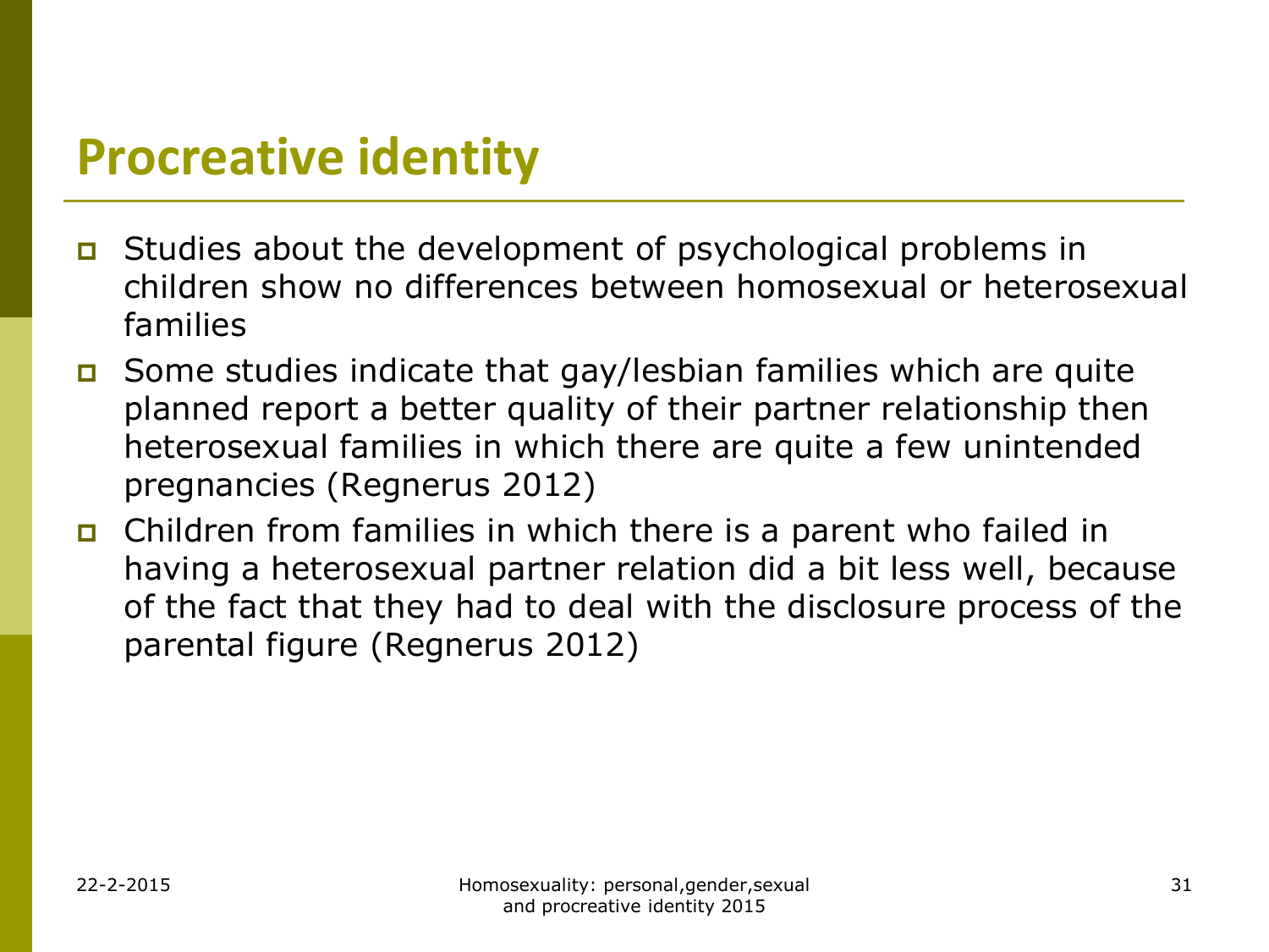# Procreative identity

- Studies about the development of psychological problems in children show no differences between homosexual or heterosexual families
- Some studies indicate that gay/lesbian families which are quite planned report a better quality of their partner relationship then heterosexual families in which there are quite a few unintended pregnancies (Regnerus 2012)
- Children from families in which there is a parent who failed in having a heterosexual partner relation did a bit less well, because of the fact that they had to deal with the disclosure process of the parental figure (Regnerus 2012)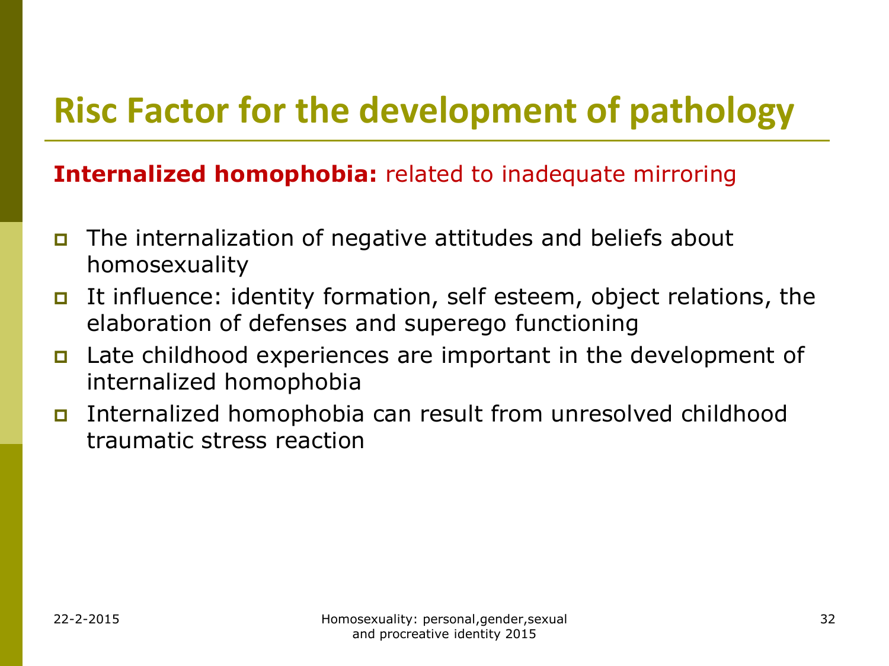# Risc Factor for the development of pathology

**Internalized homophobia:** related to inadequate mirroring

- The internalization of negative attitudes and beliefs about homosexuality
- It influence: identity formation, self esteem, object relations, the elaboration of defenses and superego functioning
- Late childhood experiences are important in the development of internalized homophobia
- Internalized homophobia can result from unresolved childhood traumatic stress reaction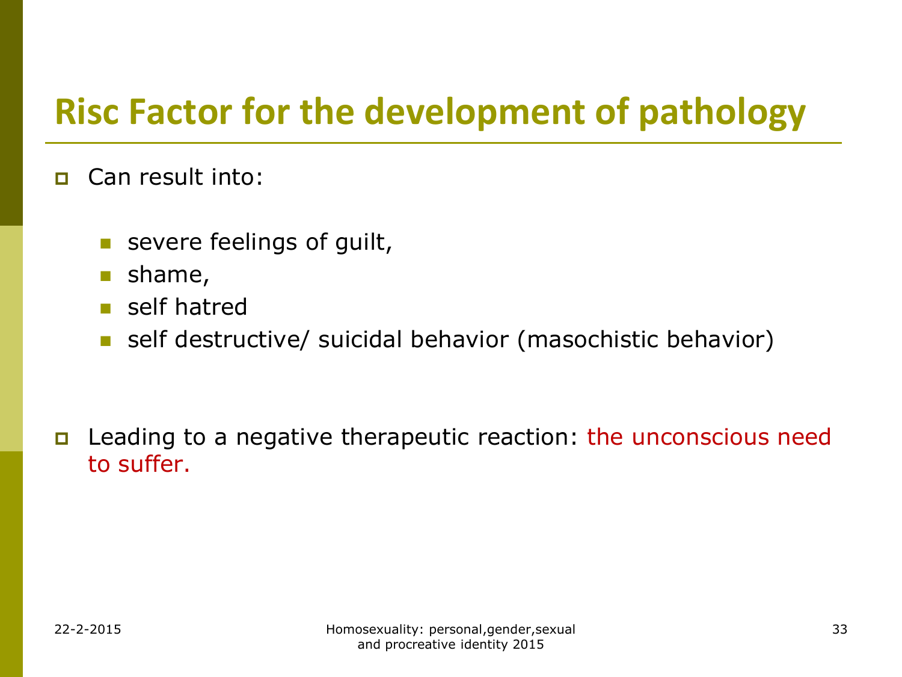# Risc Factor for the development of pathology

- Can result into:
  - severe feelings of guilt,
  - shame,
  - self hatred
  - self destructive/ suicidal behavior (masochistic behavior)

- Leading to a negative therapeutic reaction: the unconscious need to suffer.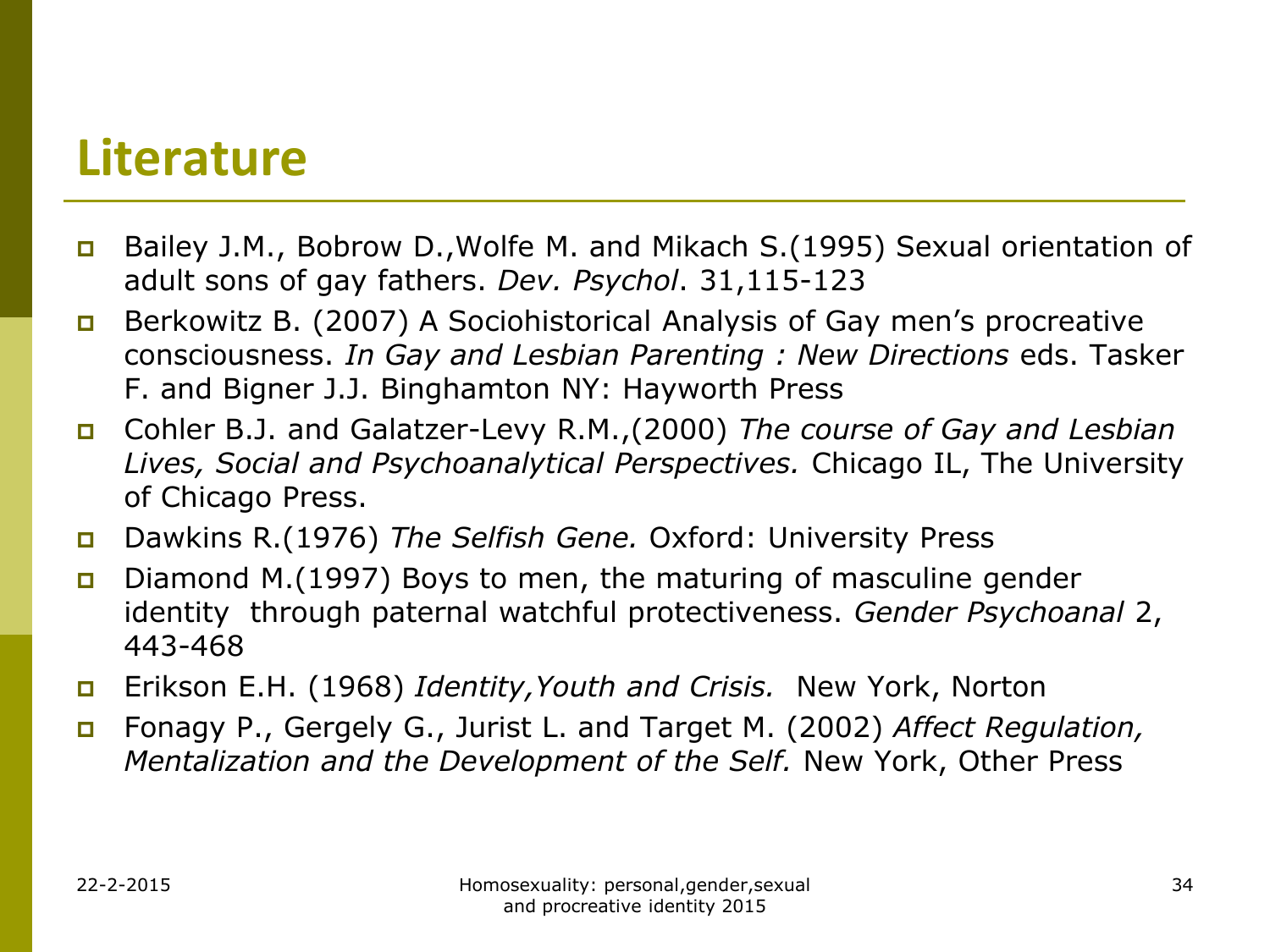## Literature

- Bailey J.M., Bobrow D.,Wolfe M. and Mikach S.(1995) Sexual orientation of adult sons of gay fathers. *Dev. Psychol*. 31,115-123
- Berkowitz B. (2007) A Sociohistorical Analysis of Gay men's procreative consciousness. *In Gay and Lesbian Parenting : New Directions* eds. Tasker F. and Bigner J.J. Binghamton NY: Hayworth Press
- Cohler B.J. and Galatzer-Levy R.M.,(2000) *The course of Gay and Lesbian Lives, Social and Psychoanalytical Perspectives.* Chicago IL, The University of Chicago Press.
- Dawkins R.(1976) *The Selfish Gene.* Oxford: University Press
- Diamond M.(1997) Boys to men, the maturing of masculine gender identity through paternal watchful protectiveness. *Gender Psychoanal* 2, 443-468
- Erikson E.H. (1968) *Identity,Youth and Crisis.* New York, Norton
- Fonagy P., Gergely G., Jurist L. and Target M. (2002) *Affect Regulation, Mentalization and the Development of the Self.* New York, Other Press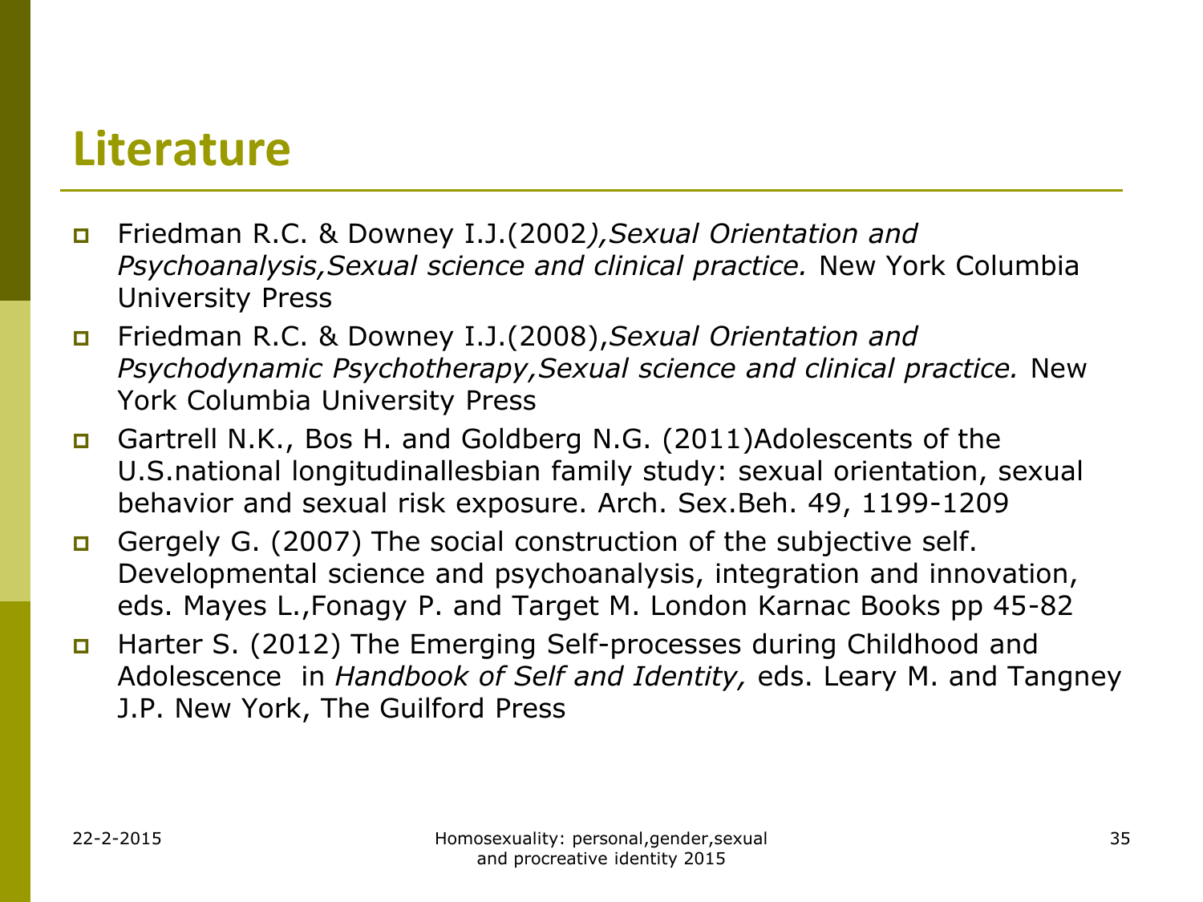## Literature

- Friedman R.C. & Downey I.J.(2002*),Sexual Orientation and Psychoanalysis,Sexual science and clinical practice.* New York Columbia University Press
- Friedman R.C. & Downey I.J.(2008),*Sexual Orientation and Psychodynamic Psychotherapy,Sexual science and clinical practice.* New York Columbia University Press
- Gartrell N.K., Bos H. and Goldberg N.G. (2011)Adolescents of the U.S.national longitudinallesbian family study: sexual orientation, sexual behavior and sexual risk exposure. Arch. Sex.Beh. 49, 1199-1209
- Gergely G. (2007) The social construction of the subjective self. Developmental science and psychoanalysis, integration and innovation, eds. Mayes L.,Fonagy P. and Target M. London Karnac Books pp 45-82
- Harter S. (2012) The Emerging Self-processes during Childhood and Adolescence in *Handbook of Self and Identity,* eds. Leary M. and Tangney J.P. New York, The Guilford Press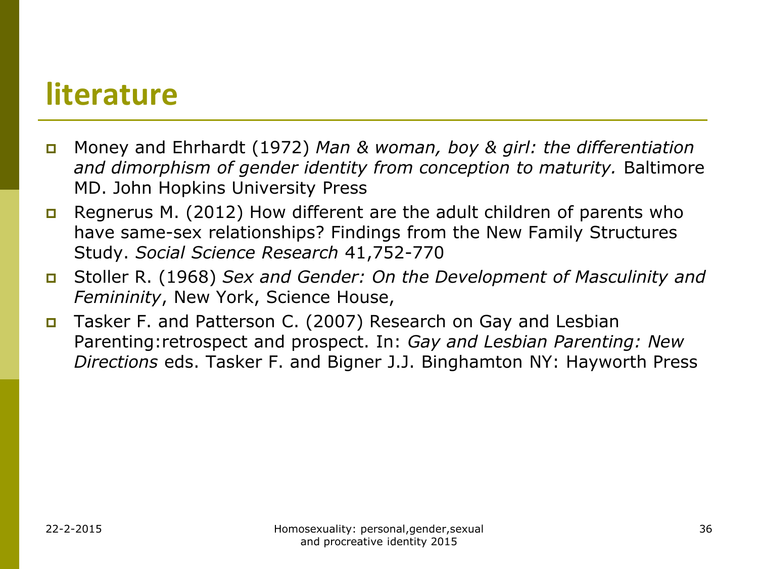# literature

- Money and Ehrhardt (1972) *Man & woman, boy & girl: the differentiation and dimorphism of gender identity from conception to maturity.* Baltimore MD. John Hopkins University Press
- Regnerus M. (2012) How different are the adult children of parents who have same-sex relationships? Findings from the New Family Structures Study. *Social Science Research* 41,752-770
- Stoller R. (1968) *Sex and Gender: On the Development of Masculinity and Femininity*, New York, Science House,
- Tasker F. and Patterson C. (2007) Research on Gay and Lesbian Parenting:retrospect and prospect. In: *Gay and Lesbian Parenting: New Directions* eds. Tasker F. and Bigner J.J. Binghamton NY: Hayworth Press